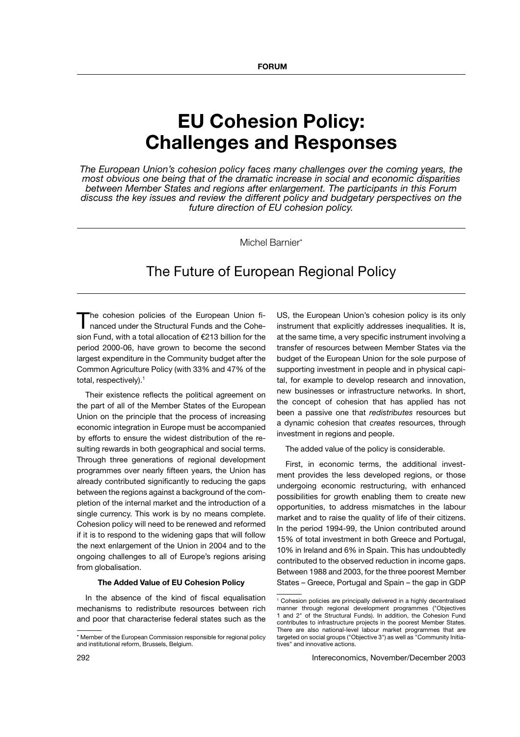FORUM

# EU Cohesion Policy: Challenges and Responses

*The European Union's cohesion policy faces many challenges over the coming years, the most obvious one being that of the dramatic increase in social and economic disparities between Member States and regions after enlargement. The participants in this Forum discuss the key issues and review the different policy and budgetary perspectives on the future direction of EU cohesion policy.*

Michel Barnier*

## The Future of European Regional Policy

The cohesion policies of the European Union financed under the Structural Funds and the Cohesion Fund, with a total allocation of €213 billion for the period 2000-06, have grown to become the second largest expenditure in the Community budget after the Common Agriculture Policy (with 33% and 47% of the total, respectively).[1]

Their existence reflects the political agreement on the part of all of the Member States of the European Union on the principle that the process of increasing economic integration in Europe must be accompanied by efforts to ensure the widest distribution of the resulting rewards in both geographical and social terms. Through three generations of regional development programmes over nearly fifteen years, the Union has already contributed significantly to reducing the gaps between the regions against a background of the completion of the internal market and the introduction of a single currency. This work is by no means complete. Cohesion policy will need to be renewed and reformed if it is to respond to the widening gaps that will follow the next enlargement of the Union in 2004 and to the ongoing challenges to all of Europe's regions arising from globalisation.

### The Added Value of EU Cohesion Policy

In the absence of the kind of fiscal equalisation mechanisms to redistribute resources between rich and poor that characterise federal states such as the US, the European Union's cohesion policy is its only instrument that explicitly addresses inequalities. It is, at the same time, a very specific instrument involving a transfer of resources between Member States via the budget of the European Union for the sole purpose of supporting investment in people and in physical capital, for example to develop research and innovation, new businesses or infrastructure networks. In short, the concept of cohesion that has applied has not been a passive one that *redistributes* resources but a dynamic cohesion that *creates* resources, through investment in regions and people.

The added value of the policy is considerable.

First, in economic terms, the additional investment provides the less developed regions, or those undergoing economic restructuring, with enhanced possibilities for growth enabling them to create new opportunities, to address mismatches in the labour market and to raise the quality of life of their citizens. In the period 1994-99, the Union contributed around 15% of total investment in both Greece and Portugal, 10% in Ireland and 6% in Spain. This has undoubtedly contributed to the observed reduction in income gaps. Between 1988 and 2003, for the three poorest Member States – Greece, Portugal and Spain – the gap in GDP

---

\* Member of the European Commission responsible for regional policy and institutional reform, Brussels, Belgium.

[1] Cohesion policies are principally delivered in a highly decentralised manner through regional development programmes ("Objectives 1 and 2" of the Structural Funds). In addition, the Cohesion Fund contributes to infrastructure projects in the poorest Member States. There are also national-level labour market programmes that are targeted on social groups ("Objective 3") as well as "Community Initiatives" and innovative actions.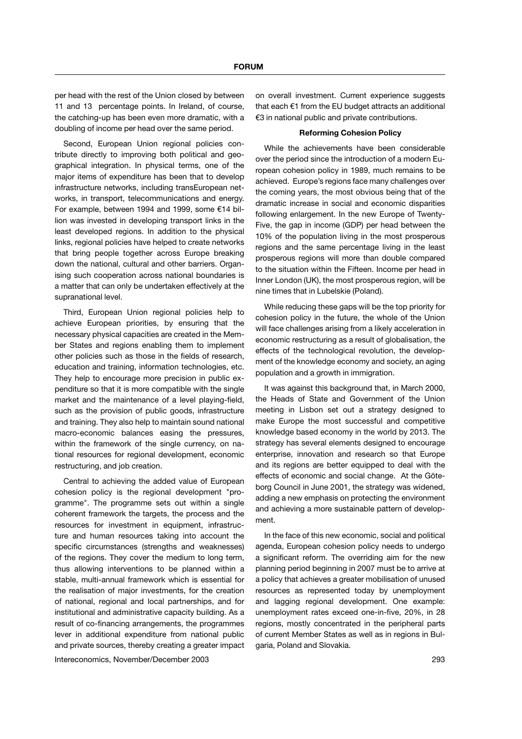per head with the rest of the Union closed by between 11 and 13 percentage points. In Ireland, of course, the catching-up has been even more dramatic, with a doubling of income per head over the same period.

Second, European Union regional policies contribute directly to improving both political and geographical integration. In physical terms, one of the major items of expenditure has been that to develop infrastructure networks, including transEuropean networks, in transport, telecommunications and energy. For example, between 1994 and 1999, some €14 billion was invested in developing transport links in the least developed regions. In addition to the physical links, regional policies have helped to create networks that bring people together across Europe breaking down the national, cultural and other barriers. Organising such cooperation across national boundaries is a matter that can only be undertaken effectively at the supranational level.

Third, European Union regional policies help to achieve European priorities, by ensuring that the necessary physical capacities are created in the Member States and regions enabling them to implement other policies such as those in the fields of research, education and training, information technologies, etc. They help to encourage more precision in public expenditure so that it is more compatible with the single market and the maintenance of a level playing-field, such as the provision of public goods, infrastructure and training. They also help to maintain sound national macro-economic balances easing the pressures, within the framework of the single currency, on national resources for regional development, economic restructuring, and job creation.

Central to achieving the added value of European cohesion policy is the regional development "programme". The programme sets out within a single coherent framework the targets, the process and the resources for investment in equipment, infrastructure and human resources taking into account the specific circumstances (strengths and weaknesses) of the regions. They cover the medium to long term, thus allowing interventions to be planned within a stable, multi-annual framework which is essential for the realisation of major investments, for the creation of national, regional and local partnerships, and for institutional and administrative capacity building. As a result of co-financing arrangements, the programmes lever in additional expenditure from national public and private sources, thereby creating a greater impact on overall investment. Current experience suggests that each €1 from the EU budget attracts an additional €3 in national public and private contributions.

**Reforming Cohesion Policy**

While the achievements have been considerable over the period since the introduction of a modern European cohesion policy in 1989, much remains to be achieved. Europe's regions face many challenges over the coming years, the most obvious being that of the dramatic increase in social and economic disparities following enlargement. In the new Europe of Twenty-Five, the gap in income (GDP) per head between the 10% of the population living in the most prosperous regions and the same percentage living in the least prosperous regions will more than double compared to the situation within the Fifteen. Income per head in Inner London (UK), the most prosperous region, will be nine times that in Lubelskie (Poland).

While reducing these gaps will be the top priority for cohesion policy in the future, the whole of the Union will face challenges arising from a likely acceleration in economic restructuring as a result of globalisation, the effects of the technological revolution, the development of the knowledge economy and society, an aging population and a growth in immigration.

It was against this background that, in March 2000, the Heads of State and Government of the Union meeting in Lisbon set out a strategy designed to make Europe the most successful and competitive knowledge based economy in the world by 2013. The strategy has several elements designed to encourage enterprise, innovation and research so that Europe and its regions are better equipped to deal with the effects of economic and social change. At the Göteborg Council in June 2001, the strategy was widened, adding a new emphasis on protecting the environment and achieving a more sustainable pattern of development.

In the face of this new economic, social and political agenda, European cohesion policy needs to undergo a significant reform. The overriding aim for the new planning period beginning in 2007 must be to arrive at a policy that achieves a greater mobilisation of unused resources as represented today by unemployment and lagging regional development. One example: unemployment rates exceed one-in-five, 20%, in 28 regions, mostly concentrated in the peripheral parts of current Member States as well as in regions in Bulgaria, Poland and Slovakia.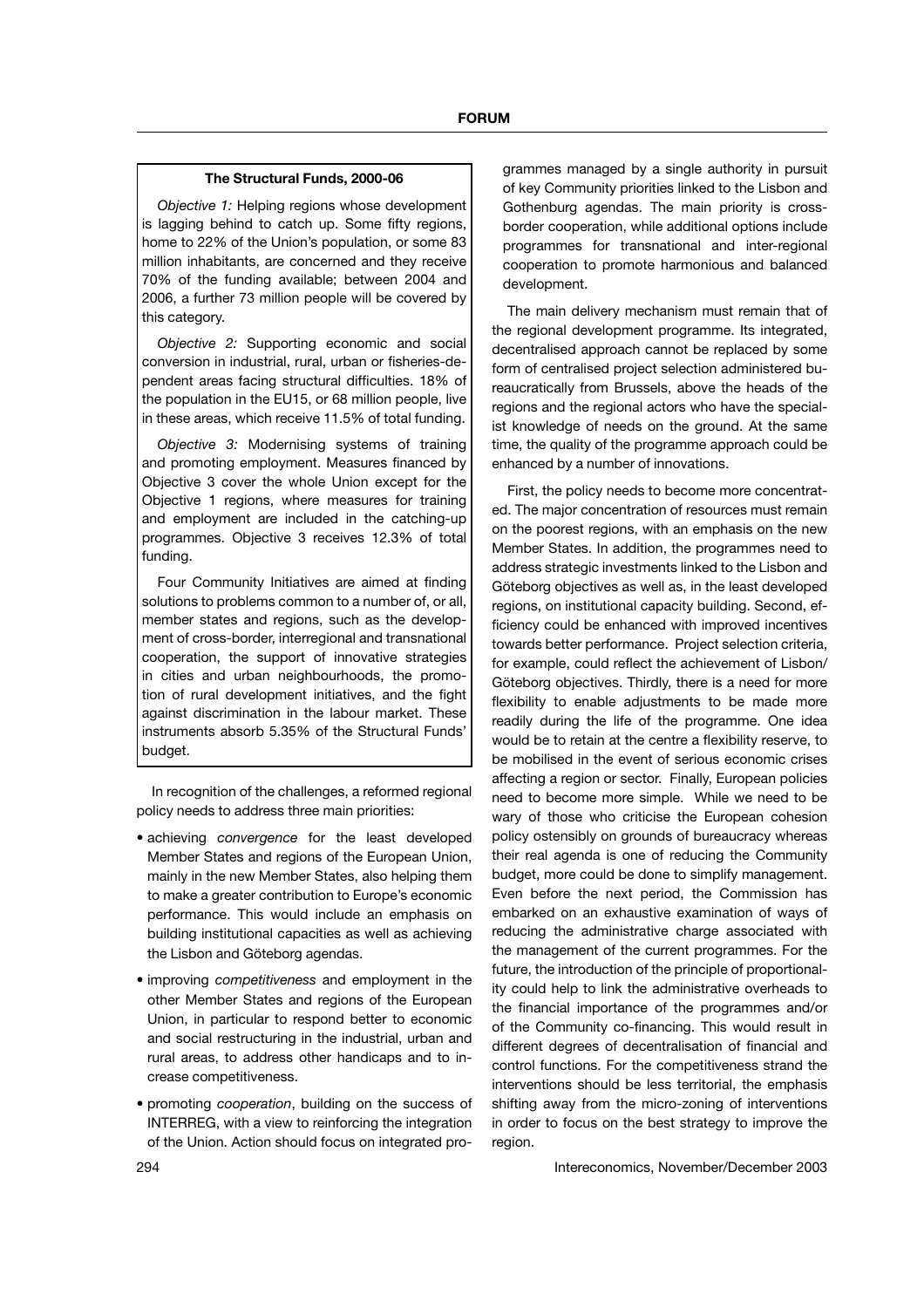### The Structural Funds, 2000-06

*Objective 1:* Helping regions whose development is lagging behind to catch up. Some fifty regions, home to 22% of the Union's population, or some 83 million inhabitants, are concerned and they receive 70% of the funding available; between 2004 and 2006, a further 73 million people will be covered by this category.

*Objective 2:* Supporting economic and social conversion in industrial, rural, urban or fisheries-dependent areas facing structural difficulties. 18% of the population in the EU15, or 68 million people, live in these areas, which receive 11.5% of total funding.

*Objective 3:* Modernising systems of training and promoting employment. Measures financed by Objective 3 cover the whole Union except for the Objective 1 regions, where measures for training and employment are included in the catching-up programmes. Objective 3 receives 12.3% of total funding.

Four Community Initiatives are aimed at finding solutions to problems common to a number of, or all, member states and regions, such as the development of cross-border, interregional and transnational cooperation, the support of innovative strategies in cities and urban neighbourhoods, the promotion of rural development initiatives, and the fight against discrimination in the labour market. These instruments absorb 5.35% of the Structural Funds' budget.

In recognition of the challenges, a reformed regional policy needs to address three main priorities:

- achieving *convergence* for the least developed Member States and regions of the European Union, mainly in the new Member States, also helping them to make a greater contribution to Europe's economic performance. This would include an emphasis on building institutional capacities as well as achieving the Lisbon and Göteborg agendas.
- improving *competitiveness* and employment in the other Member States and regions of the European Union, in particular to respond better to economic and social restructuring in the industrial, urban and rural areas, to address other handicaps and to increase competitiveness.
- promoting *cooperation*, building on the success of INTERREG, with a view to reinforcing the integration of the Union. Action should focus on integrated programmes managed by a single authority in pursuit of key Community priorities linked to the Lisbon and Gothenburg agendas. The main priority is cross-border cooperation, while additional options include programmes for transnational and inter-regional cooperation to promote harmonious and balanced development.

The main delivery mechanism must remain that of the regional development programme. Its integrated, decentralised approach cannot be replaced by some form of centralised project selection administered bureaucratically from Brussels, above the heads of the regions and the regional actors who have the specialist knowledge of needs on the ground. At the same time, the quality of the programme approach could be enhanced by a number of innovations.

First, the policy needs to become more concentrated. The major concentration of resources must remain on the poorest regions, with an emphasis on the new Member States. In addition, the programmes need to address strategic investments linked to the Lisbon and Göteborg objectives as well as, in the least developed regions, on institutional capacity building. Second, efficiency could be enhanced with improved incentives towards better performance. Project selection criteria, for example, could reflect the achievement of Lisbon/Göteborg objectives. Thirdly, there is a need for more flexibility to enable adjustments to be made more readily during the life of the programme. One idea would be to retain at the centre a flexibility reserve, to be mobilised in the event of serious economic crises affecting a region or sector. Finally, European policies need to become more simple. While we need to be wary of those who criticise the European cohesion policy ostensibly on grounds of bureaucracy whereas their real agenda is one of reducing the Community budget, more could be done to simplify management. Even before the next period, the Commission has embarked on an exhaustive examination of ways of reducing the administrative charge associated with the management of the current programmes. For the future, the introduction of the principle of proportionality could help to link the administrative overheads to the financial importance of the programmes and/or of the Community co-financing. This would result in different degrees of decentralisation of financial and control functions. For the competitiveness strand the interventions should be less territorial, the emphasis shifting away from the micro-zoning of interventions in order to focus on the best strategy to improve the region.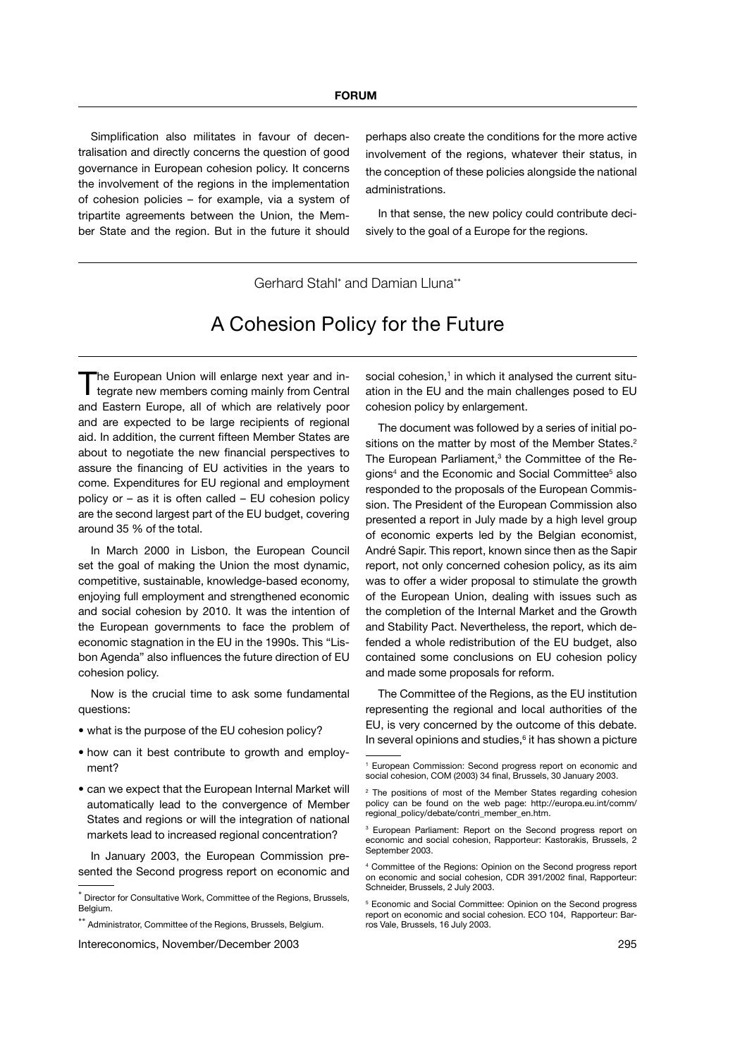Simplification also militates in favour of decentralisation and directly concerns the question of good governance in European cohesion policy. It concerns the involvement of the regions in the implementation of cohesion policies – for example, via a system of tripartite agreements between the Union, the Member State and the region. But in the future it should perhaps also create the conditions for the more active involvement of the regions, whatever their status, in the conception of these policies alongside the national administrations.

In that sense, the new policy could contribute decisively to the goal of a Europe for the regions.

Gerhard Stahl* and Damian Lluna**

# A Cohesion Policy for the Future

The European Union will enlarge next year and integrate new members coming mainly from Central and Eastern Europe, all of which are relatively poor and are expected to be large recipients of regional aid. In addition, the current fifteen Member States are about to negotiate the new financial perspectives to assure the financing of EU activities in the years to come. Expenditures for EU regional and employment policy or – as it is often called – EU cohesion policy are the second largest part of the EU budget, covering around 35 % of the total.

In March 2000 in Lisbon, the European Council set the goal of making the Union the most dynamic, competitive, sustainable, knowledge-based economy, enjoying full employment and strengthened economic and social cohesion by 2010. It was the intention of the European governments to face the problem of economic stagnation in the EU in the 1990s. This "Lisbon Agenda" also influences the future direction of EU cohesion policy.

Now is the crucial time to ask some fundamental questions:

- what is the purpose of the EU cohesion policy?
- how can it best contribute to growth and employment?
- can we expect that the European Internal Market will automatically lead to the convergence of Member States and regions or will the integration of national markets lead to increased regional concentration?

In January 2003, the European Commission presented the Second progress report on economic and social cohesion,[1] in which it analysed the current situation in the EU and the main challenges posed to EU cohesion policy by enlargement.

The document was followed by a series of initial positions on the matter by most of the Member States.[2] The European Parliament,[3] the Committee of the Regions[4] and the Economic and Social Committee[5] also responded to the proposals of the European Commission. The President of the European Commission also presented a report in July made by a high level group of economic experts led by the Belgian economist, André Sapir. This report, known since then as the Sapir report, not only concerned cohesion policy, as its aim was to offer a wider proposal to stimulate the growth of the European Union, dealing with issues such as the completion of the Internal Market and the Growth and Stability Pact. Nevertheless, the report, which defended a whole redistribution of the EU budget, also contained some conclusions on EU cohesion policy and made some proposals for reform.

The Committee of the Regions, as the EU institution representing the regional and local authorities of the EU, is very concerned by the outcome of this debate. In several opinions and studies,[6] it has shown a picture

---

* Director for Consultative Work, Committee of the Regions, Brussels, Belgium.

** Administrator, Committee of the Regions, Brussels, Belgium.

[1] European Commission: Second progress report on economic and social cohesion, COM (2003) 34 final, Brussels, 30 January 2003.

[2] The positions of most of the Member States regarding cohesion policy can be found on the web page: http://europa.eu.int/comm/regional_policy/debate/contri_member_en.htm.

[3] European Parliament: Report on the Second progress report on economic and social cohesion, Rapporteur: Kastorakis, Brussels, 2 September 2003.

[4] Committee of the Regions: Opinion on the Second progress report on economic and social cohesion, CDR 391/2002 final, Rapporteur: Schneider, Brussels, 2 July 2003.

[5] Economic and Social Committee: Opinion on the Second progress report on economic and social cohesion. ECO 104, Rapporteur: Barros Vale, Brussels, 16 July 2003.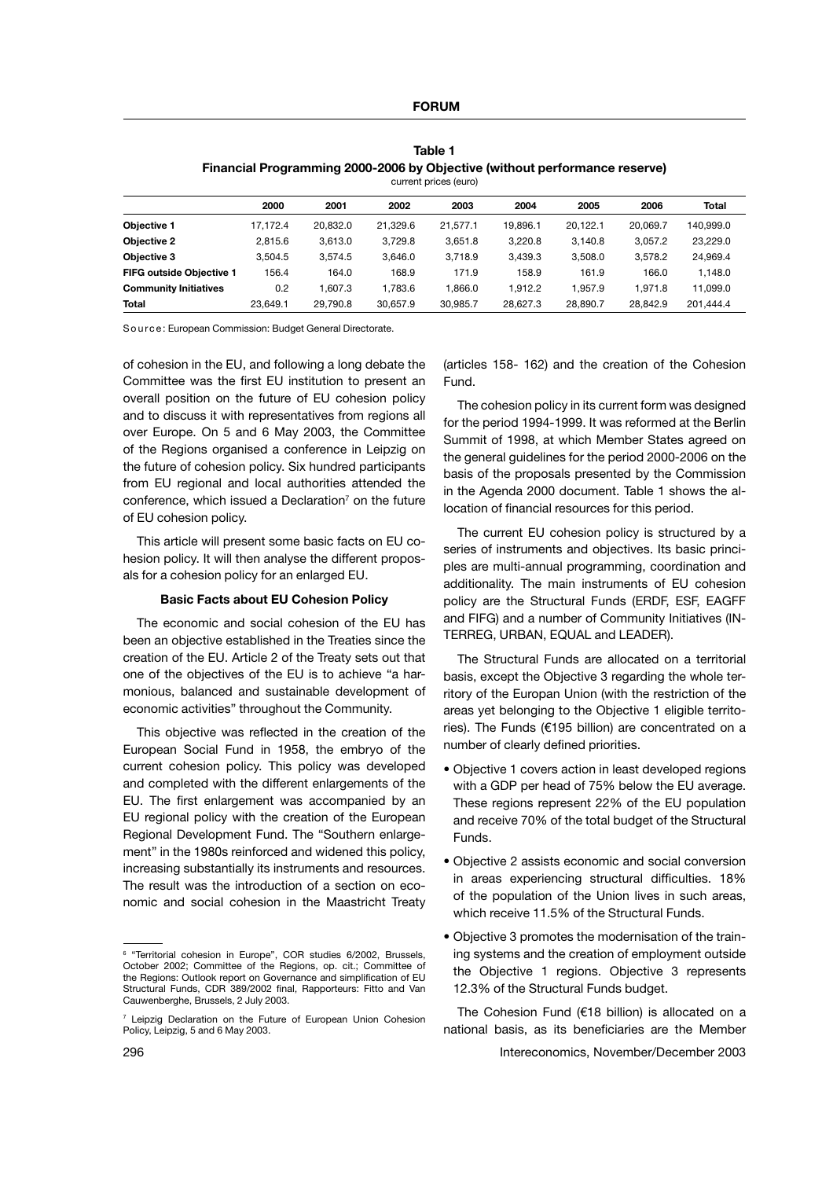**Table 1**
**Financial Programming 2000-2006 by Objective (without performance reserve)**
current prices (euro)

| | 2000 | 2001 | 2002 | 2003 | 2004 | 2005 | 2006 | Total |
|---|---|---|---|---|---|---|---|---|
| **Objective 1** | 17,172.4 | 20,832.0 | 21,329.6 | 21,577.1 | 19,896.1 | 20,122.1 | 20,069.7 | 140,999.0 |
| **Objective 2** | 2,815.6 | 3,613.0 | 3,729.8 | 3,651.8 | 3,220.8 | 3,140.8 | 3,057.2 | 23,229.0 |
| **Objective 3** | 3,504.5 | 3,574.5 | 3,646.0 | 3,718.9 | 3,439.3 | 3,508.0 | 3,578.2 | 24,969.4 |
| **FIFG outside Objective 1** | 156.4 | 164.0 | 168.9 | 171.9 | 158.9 | 161.9 | 166.0 | 1,148.0 |
| **Community Initiatives** | 0.2 | 1,607.3 | 1,783.6 | 1,866.0 | 1,912.2 | 1,957.9 | 1,971.8 | 11,099.0 |
| **Total** | 23,649.1 | 29,790.8 | 30,657.9 | 30,985.7 | 28,627.3 | 28,890.7 | 28,842.9 | 201,444.4 |

Source: European Commission: Budget General Directorate.

of cohesion in the EU, and following a long debate the Committee was the first EU institution to present an overall position on the future of EU cohesion policy and to discuss it with representatives from regions all over Europe. On 5 and 6 May 2003, the Committee of the Regions organised a conference in Leipzig on the future of cohesion policy. Six hundred participants from EU regional and local authorities attended the conference, which issued a Declaration[7] on the future of EU cohesion policy.

This article will present some basic facts on EU cohesion policy. It will then analyse the different proposals for a cohesion policy for an enlarged EU.

### Basic Facts about EU Cohesion Policy

The economic and social cohesion of the EU has been an objective established in the Treaties since the creation of the EU. Article 2 of the Treaty sets out that one of the objectives of the EU is to achieve "a harmonious, balanced and sustainable development of economic activities" throughout the Community.

This objective was reflected in the creation of the European Social Fund in 1958, the embryo of the current cohesion policy. This policy was developed and completed with the different enlargements of the EU. The first enlargement was accompanied by an EU regional policy with the creation of the European Regional Development Fund. The "Southern enlargement" in the 1980s reinforced and widened this policy, increasing substantially its instruments and resources. The result was the introduction of a section on economic and social cohesion in the Maastricht Treaty (articles 158- 162) and the creation of the Cohesion Fund.

The cohesion policy in its current form was designed for the period 1994-1999. It was reformed at the Berlin Summit of 1998, at which Member States agreed on the general guidelines for the period 2000-2006 on the basis of the proposals presented by the Commission in the Agenda 2000 document. Table 1 shows the allocation of financial resources for this period.

The current EU cohesion policy is structured by a series of instruments and objectives. Its basic principles are multi-annual programming, coordination and additionality. The main instruments of EU cohesion policy are the Structural Funds (ERDF, ESF, EAGFF and FIFG) and a number of Community Initiatives (INTERREG, URBAN, EQUAL and LEADER).

The Structural Funds are allocated on a territorial basis, except the Objective 3 regarding the whole territory of the Europan Union (with the restriction of the areas yet belonging to the Objective 1 eligible territories). The Funds (€195 billion) are concentrated on a number of clearly defined priorities.

- Objective 1 covers action in least developed regions with a GDP per head of 75% below the EU average. These regions represent 22% of the EU population and receive 70% of the total budget of the Structural Funds.
- Objective 2 assists economic and social conversion in areas experiencing structural difficulties. 18% of the population of the Union lives in such areas, which receive 11.5% of the Structural Funds.
- Objective 3 promotes the modernisation of the training systems and the creation of employment outside the Objective 1 regions. Objective 3 represents 12.3% of the Structural Funds budget.

The Cohesion Fund (€18 billion) is allocated on a national basis, as its beneficiaries are the Member

---

[6] "Territorial cohesion in Europe", COR studies 6/2002, Brussels, October 2002; Committee of the Regions, op. cit.; Committee of the Regions: Outlook report on Governance and simplification of EU Structural Funds, CDR 389/2002 final, Rapporteurs: Fitto and Van Cauwenberghe, Brussels, 2 July 2003.

[7] Leipzig Declaration on the Future of European Union Cohesion Policy, Leipzig, 5 and 6 May 2003.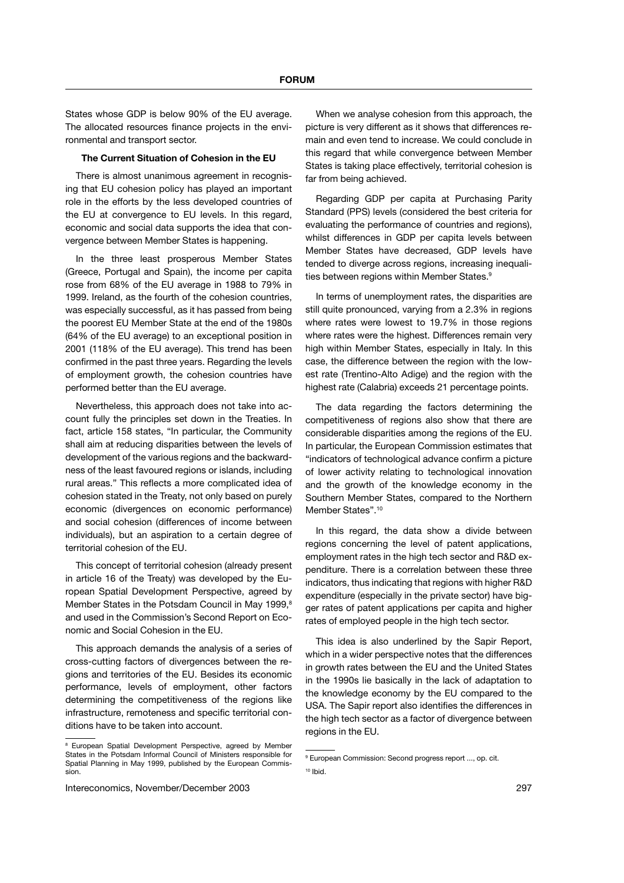States whose GDP is below 90% of the EU average. The allocated resources finance projects in the environmental and transport sector.

**The Current Situation of Cohesion in the EU**

There is almost unanimous agreement in recognising that EU cohesion policy has played an important role in the efforts by the less developed countries of the EU at convergence to EU levels. In this regard, economic and social data supports the idea that convergence between Member States is happening.

In the three least prosperous Member States (Greece, Portugal and Spain), the income per capita rose from 68% of the EU average in 1988 to 79% in 1999. Ireland, as the fourth of the cohesion countries, was especially successful, as it has passed from being the poorest EU Member State at the end of the 1980s (64% of the EU average) to an exceptional position in 2001 (118% of the EU average). This trend has been confirmed in the past three years. Regarding the levels of employment growth, the cohesion countries have performed better than the EU average.

Nevertheless, this approach does not take into account fully the principles set down in the Treaties. In fact, article 158 states, "In particular, the Community shall aim at reducing disparities between the levels of development of the various regions and the backwardness of the least favoured regions or islands, including rural areas." This reflects a more complicated idea of cohesion stated in the Treaty, not only based on purely economic (divergences on economic performance) and social cohesion (differences of income between individuals), but an aspiration to a certain degree of territorial cohesion of the EU.

This concept of territorial cohesion (already present in article 16 of the Treaty) was developed by the European Spatial Development Perspective, agreed by Member States in the Potsdam Council in May 1999,[8] and used in the Commission's Second Report on Economic and Social Cohesion in the EU.

This approach demands the analysis of a series of cross-cutting factors of divergences between the regions and territories of the EU. Besides its economic performance, levels of employment, other factors determining the competitiveness of the regions like infrastructure, remoteness and specific territorial conditions have to be taken into account.

When we analyse cohesion from this approach, the picture is very different as it shows that differences remain and even tend to increase. We could conclude in this regard that while convergence between Member States is taking place effectively, territorial cohesion is far from being achieved.

Regarding GDP per capita at Purchasing Parity Standard (PPS) levels (considered the best criteria for evaluating the performance of countries and regions), whilst differences in GDP per capita levels between Member States have decreased, GDP levels have tended to diverge across regions, increasing inequalities between regions within Member States.[9]

In terms of unemployment rates, the disparities are still quite pronounced, varying from a 2.3% in regions where rates were lowest to 19.7% in those regions where rates were the highest. Differences remain very high within Member States, especially in Italy. In this case, the difference between the region with the lowest rate (Trentino-Alto Adige) and the region with the highest rate (Calabria) exceeds 21 percentage points.

The data regarding the factors determining the competitiveness of regions also show that there are considerable disparities among the regions of the EU. In particular, the European Commission estimates that "indicators of technological advance confirm a picture of lower activity relating to technological innovation and the growth of the knowledge economy in the Southern Member States, compared to the Northern Member States".[10]

In this regard, the data show a divide between regions concerning the level of patent applications, employment rates in the high tech sector and R&D expenditure. There is a correlation between these three indicators, thus indicating that regions with higher R&D expenditure (especially in the private sector) have bigger rates of patent applications per capita and higher rates of employed people in the high tech sector.

This idea is also underlined by the Sapir Report, which in a wider perspective notes that the differences in growth rates between the EU and the United States in the 1990s lie basically in the lack of adaptation to the knowledge economy by the EU compared to the USA. The Sapir report also identifies the differences in the high tech sector as a factor of divergence between regions in the EU.

---

[8] European Spatial Development Perspective, agreed by Member States in the Potsdam Informal Council of Ministers responsible for Spatial Planning in May 1999, published by the European Commission.

[9] European Commission: Second progress report ..., op. cit.

[10] Ibid.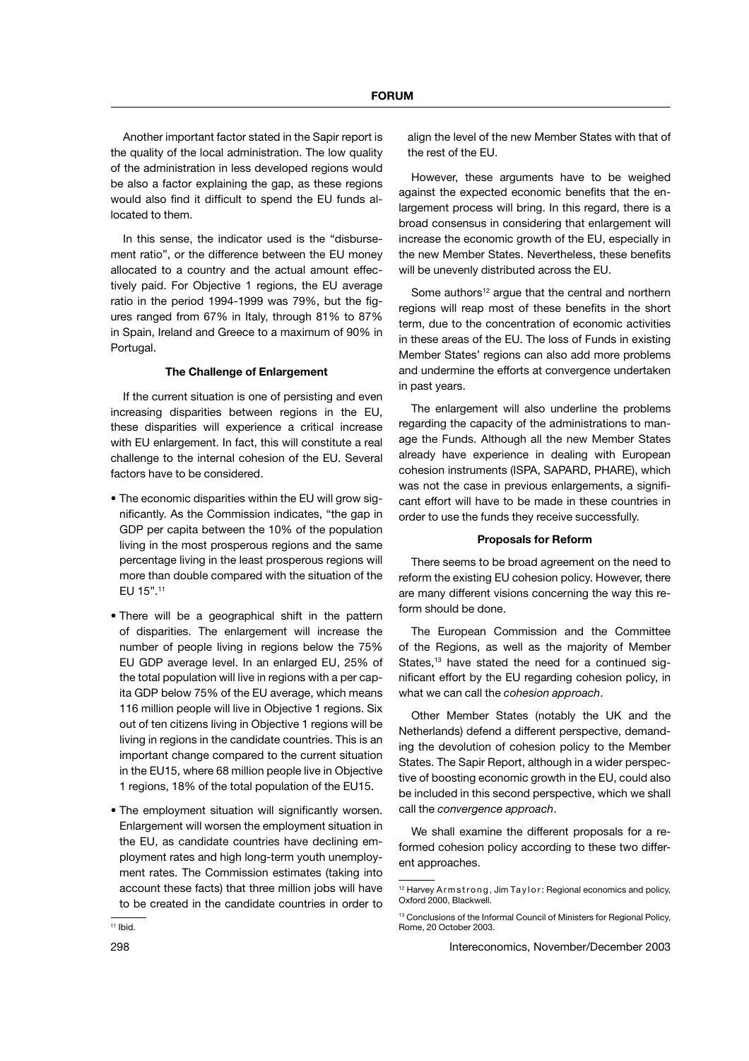Another important factor stated in the Sapir report is the quality of the local administration. The low quality of the administration in less developed regions would be also a factor explaining the gap, as these regions would also find it difficult to spend the EU funds allocated to them.

In this sense, the indicator used is the "disbursement ratio", or the difference between the EU money allocated to a country and the actual amount effectively paid. For Objective 1 regions, the EU average ratio in the period 1994-1999 was 79%, but the figures ranged from 67% in Italy, through 81% to 87% in Spain, Ireland and Greece to a maximum of 90% in Portugal.

### The Challenge of Enlargement

If the current situation is one of persisting and even increasing disparities between regions in the EU, these disparities will experience a critical increase with EU enlargement. In fact, this will constitute a real challenge to the internal cohesion of the EU. Several factors have to be considered.

- The economic disparities within the EU will grow significantly. As the Commission indicates, "the gap in GDP per capita between the 10% of the population living in the most prosperous regions and the same percentage living in the least prosperous regions will more than double compared with the situation of the EU 15".[11]
- There will be a geographical shift in the pattern of disparities. The enlargement will increase the number of people living in regions below the 75% EU GDP average level. In an enlarged EU, 25% of the total population will live in regions with a per capita GDP below 75% of the EU average, which means 116 million people will live in Objective 1 regions. Six out of ten citizens living in Objective 1 regions will be living in regions in the candidate countries. This is an important change compared to the current situation in the EU15, where 68 million people live in Objective 1 regions, 18% of the total population of the EU15.
- The employment situation will significantly worsen. Enlargement will worsen the employment situation in the EU, as candidate countries have declining employment rates and high long-term youth unemployment rates. The Commission estimates (taking into account these facts) that three million jobs will have to be created in the candidate countries in order to align the level of the new Member States with that of the rest of the EU.

However, these arguments have to be weighed against the expected economic benefits that the enlargement process will bring. In this regard, there is a broad consensus in considering that enlargement will increase the economic growth of the EU, especially in the new Member States. Nevertheless, these benefits will be unevenly distributed across the EU.

Some authors[12] argue that the central and northern regions will reap most of these benefits in the short term, due to the concentration of economic activities in these areas of the EU. The loss of Funds in existing Member States' regions can also add more problems and undermine the efforts at convergence undertaken in past years.

The enlargement will also underline the problems regarding the capacity of the administrations to manage the Funds. Although all the new Member States already have experience in dealing with European cohesion instruments (ISPA, SAPARD, PHARE), which was not the case in previous enlargements, a significant effort will have to be made in these countries in order to use the funds they receive successfully.

### Proposals for Reform

There seems to be broad agreement on the need to reform the existing EU cohesion policy. However, there are many different visions concerning the way this reform should be done.

The European Commission and the Committee of the Regions, as well as the majority of Member States,[13] have stated the need for a continued significant effort by the EU regarding cohesion policy, in what we can call the *cohesion approach*.

Other Member States (notably the UK and the Netherlands) defend a different perspective, demanding the devolution of cohesion policy to the Member States. The Sapir Report, although in a wider perspective of boosting economic growth in the EU, could also be included in this second perspective, which we shall call the *convergence approach*.

We shall examine the different proposals for a reformed cohesion policy according to these two different approaches.

---

[11] Ibid.

[12] Harvey Armstrong, Jim Taylor: Regional economics and policy, Oxford 2000, Blackwell.

[13] Conclusions of the Informal Council of Ministers for Regional Policy, Rome, 20 October 2003.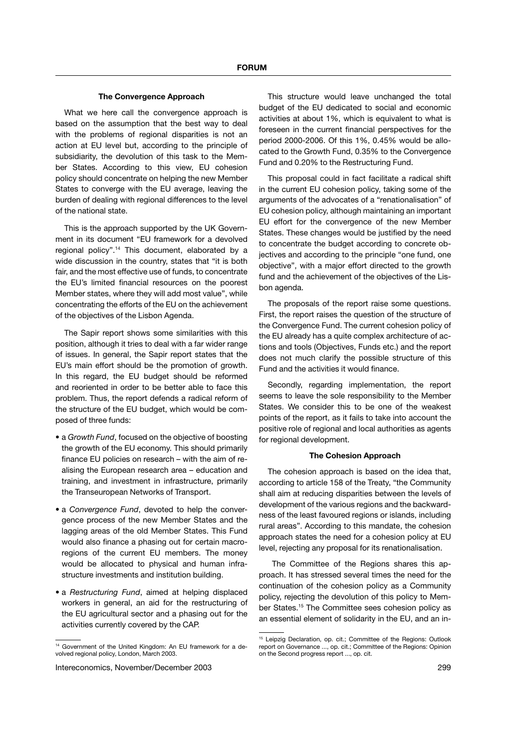### The Convergence Approach

What we here call the convergence approach is based on the assumption that the best way to deal with the problems of regional disparities is not an action at EU level but, according to the principle of subsidiarity, the devolution of this task to the Member States. According to this view, EU cohesion policy should concentrate on helping the new Member States to converge with the EU average, leaving the burden of dealing with regional differences to the level of the national state.

This is the approach supported by the UK Government in its document "EU framework for a devolved regional policy".[14] This document, elaborated by a wide discussion in the country, states that "it is both fair, and the most effective use of funds, to concentrate the EU's limited financial resources on the poorest Member states, where they will add most value", while concentrating the efforts of the EU on the achievement of the objectives of the Lisbon Agenda.

The Sapir report shows some similarities with this position, although it tries to deal with a far wider range of issues. In general, the Sapir report states that the EU's main effort should be the promotion of growth. In this regard, the EU budget should be reformed and reoriented in order to be better able to face this problem. Thus, the report defends a radical reform of the structure of the EU budget, which would be composed of three funds:

- a *Growth Fund*, focused on the objective of boosting the growth of the EU economy. This should primarily finance EU policies on research – with the aim of realising the European research area – education and training, and investment in infrastructure, primarily the Transeuropean Networks of Transport.
- a *Convergence Fund*, devoted to help the convergence process of the new Member States and the lagging areas of the old Member States. This Fund would also finance a phasing out for certain macro-regions of the current EU members. The money would be allocated to physical and human infrastructure investments and institution building.
- a *Restructuring Fund*, aimed at helping displaced workers in general, an aid for the restructuring of the EU agricultural sector and a phasing out for the activities currently covered by the CAP.

This structure would leave unchanged the total budget of the EU dedicated to social and economic activities at about 1%, which is equivalent to what is foreseen in the current financial perspectives for the period 2000-2006. Of this 1%, 0.45% would be allocated to the Growth Fund, 0.35% to the Convergence Fund and 0.20% to the Restructuring Fund.

This proposal could in fact facilitate a radical shift in the current EU cohesion policy, taking some of the arguments of the advocates of a "renationalisation" of EU cohesion policy, although maintaining an important EU effort for the convergence of the new Member States. These changes would be justified by the need to concentrate the budget according to concrete objectives and according to the principle "one fund, one objective", with a major effort directed to the growth fund and the achievement of the objectives of the Lisbon agenda.

The proposals of the report raise some questions. First, the report raises the question of the structure of the Convergence Fund. The current cohesion policy of the EU already has a quite complex architecture of actions and tools (Objectives, Funds etc.) and the report does not much clarify the possible structure of this Fund and the activities it would finance.

Secondly, regarding implementation, the report seems to leave the sole responsibility to the Member States. We consider this to be one of the weakest points of the report, as it fails to take into account the positive role of regional and local authorities as agents for regional development.

### The Cohesion Approach

The cohesion approach is based on the idea that, according to article 158 of the Treaty, "the Community shall aim at reducing disparities between the levels of development of the various regions and the backwardness of the least favoured regions or islands, including rural areas". According to this mandate, the cohesion approach states the need for a cohesion policy at EU level, rejecting any proposal for its renationalisation.

The Committee of the Regions shares this approach. It has stressed several times the need for the continuation of the cohesion policy as a Community policy, rejecting the devolution of this policy to Member States.[15] The Committee sees cohesion policy as an essential element of solidarity in the EU, and an in-

---

[14] Government of the United Kingdom: An EU framework for a devolved regional policy, London, March 2003.

[15] Leipzig Declaration, op. cit.; Committee of the Regions: Outlook report on Governance ..., op. cit.; Committee of the Regions: Opinion on the Second progress report ..., op. cit.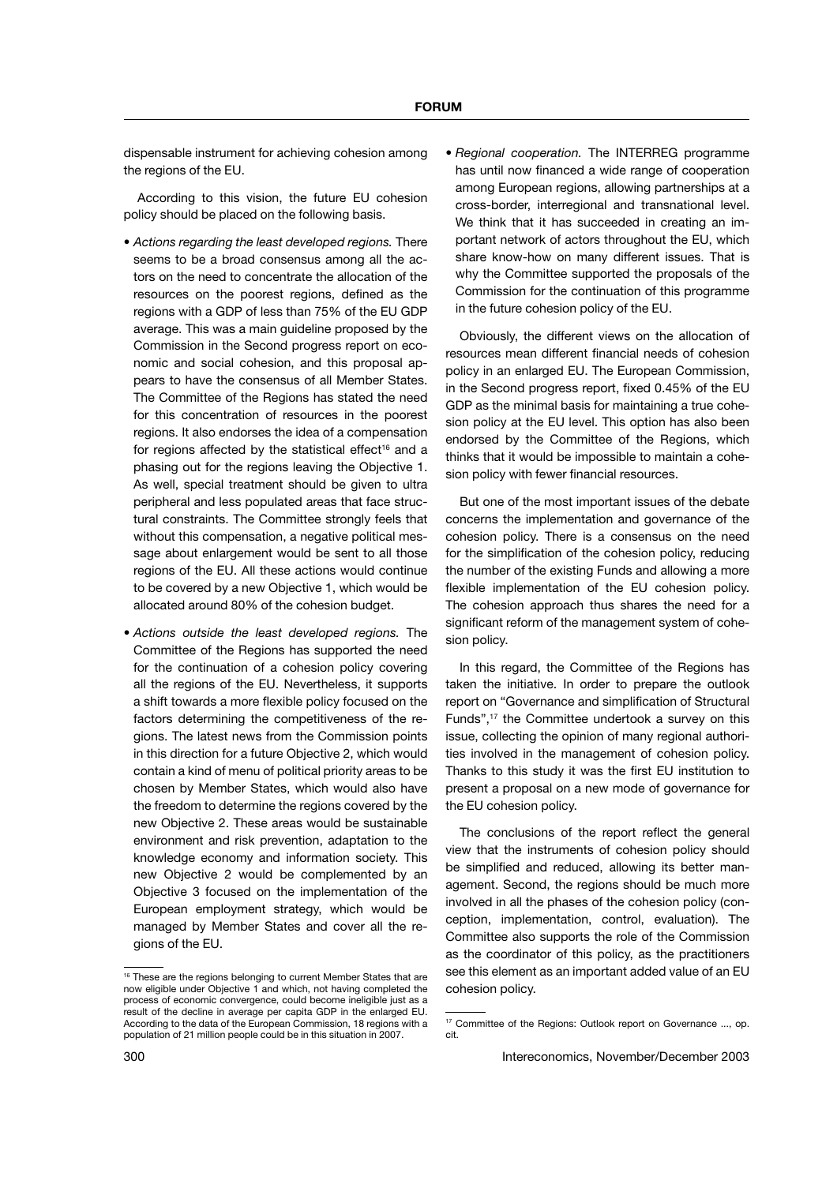dispensable instrument for achieving cohesion among the regions of the EU.

According to this vision, the future EU cohesion policy should be placed on the following basis.

- *Actions regarding the least developed regions.* There seems to be a broad consensus among all the actors on the need to concentrate the allocation of the resources on the poorest regions, defined as the regions with a GDP of less than 75% of the EU GDP average. This was a main guideline proposed by the Commission in the Second progress report on economic and social cohesion, and this proposal appears to have the consensus of all Member States. The Committee of the Regions has stated the need for this concentration of resources in the poorest regions. It also endorses the idea of a compensation for regions affected by the statistical effect[16] and a phasing out for the regions leaving the Objective 1. As well, special treatment should be given to ultra peripheral and less populated areas that face structural constraints. The Committee strongly feels that without this compensation, a negative political message about enlargement would be sent to all those regions of the EU. All these actions would continue to be covered by a new Objective 1, which would be allocated around 80% of the cohesion budget.
- *Actions outside the least developed regions.* The Committee of the Regions has supported the need for the continuation of a cohesion policy covering all the regions of the EU. Nevertheless, it supports a shift towards a more flexible policy focused on the factors determining the competitiveness of the regions. The latest news from the Commission points in this direction for a future Objective 2, which would contain a kind of menu of political priority areas to be chosen by Member States, which would also have the freedom to determine the regions covered by the new Objective 2. These areas would be sustainable environment and risk prevention, adaptation to the knowledge economy and information society. This new Objective 2 would be complemented by an Objective 3 focused on the implementation of the European employment strategy, which would be managed by Member States and cover all the regions of the EU.
- *Regional cooperation.* The INTERREG programme has until now financed a wide range of cooperation among European regions, allowing partnerships at a cross-border, interregional and transnational level. We think that it has succeeded in creating an important network of actors throughout the EU, which share know-how on many different issues. That is why the Committee supported the proposals of the Commission for the continuation of this programme in the future cohesion policy of the EU.

Obviously, the different views on the allocation of resources mean different financial needs of cohesion policy in an enlarged EU. The European Commission, in the Second progress report, fixed 0.45% of the EU GDP as the minimal basis for maintaining a true cohesion policy at the EU level. This option has also been endorsed by the Committee of the Regions, which thinks that it would be impossible to maintain a cohesion policy with fewer financial resources.

But one of the most important issues of the debate concerns the implementation and governance of the cohesion policy. There is a consensus on the need for the simplification of the cohesion policy, reducing the number of the existing Funds and allowing a more flexible implementation of the EU cohesion policy. The cohesion approach thus shares the need for a significant reform of the management system of cohesion policy.

In this regard, the Committee of the Regions has taken the initiative. In order to prepare the outlook report on "Governance and simplification of Structural Funds",[17] the Committee undertook a survey on this issue, collecting the opinion of many regional authorities involved in the management of cohesion policy. Thanks to this study it was the first EU institution to present a proposal on a new mode of governance for the EU cohesion policy.

The conclusions of the report reflect the general view that the instruments of cohesion policy should be simplified and reduced, allowing its better management. Second, the regions should be much more involved in all the phases of the cohesion policy (conception, implementation, control, evaluation). The Committee also supports the role of the Commission as the coordinator of this policy, as the practitioners see this element as an important added value of an EU cohesion policy.

[16] These are the regions belonging to current Member States that are now eligible under Objective 1 and which, not having completed the process of economic convergence, could become ineligible just as a result of the decline in average per capita GDP in the enlarged EU. According to the data of the European Commission, 18 regions with a population of 21 million people could be in this situation in 2007.

[17] Committee of the Regions: Outlook report on Governance ..., op. cit.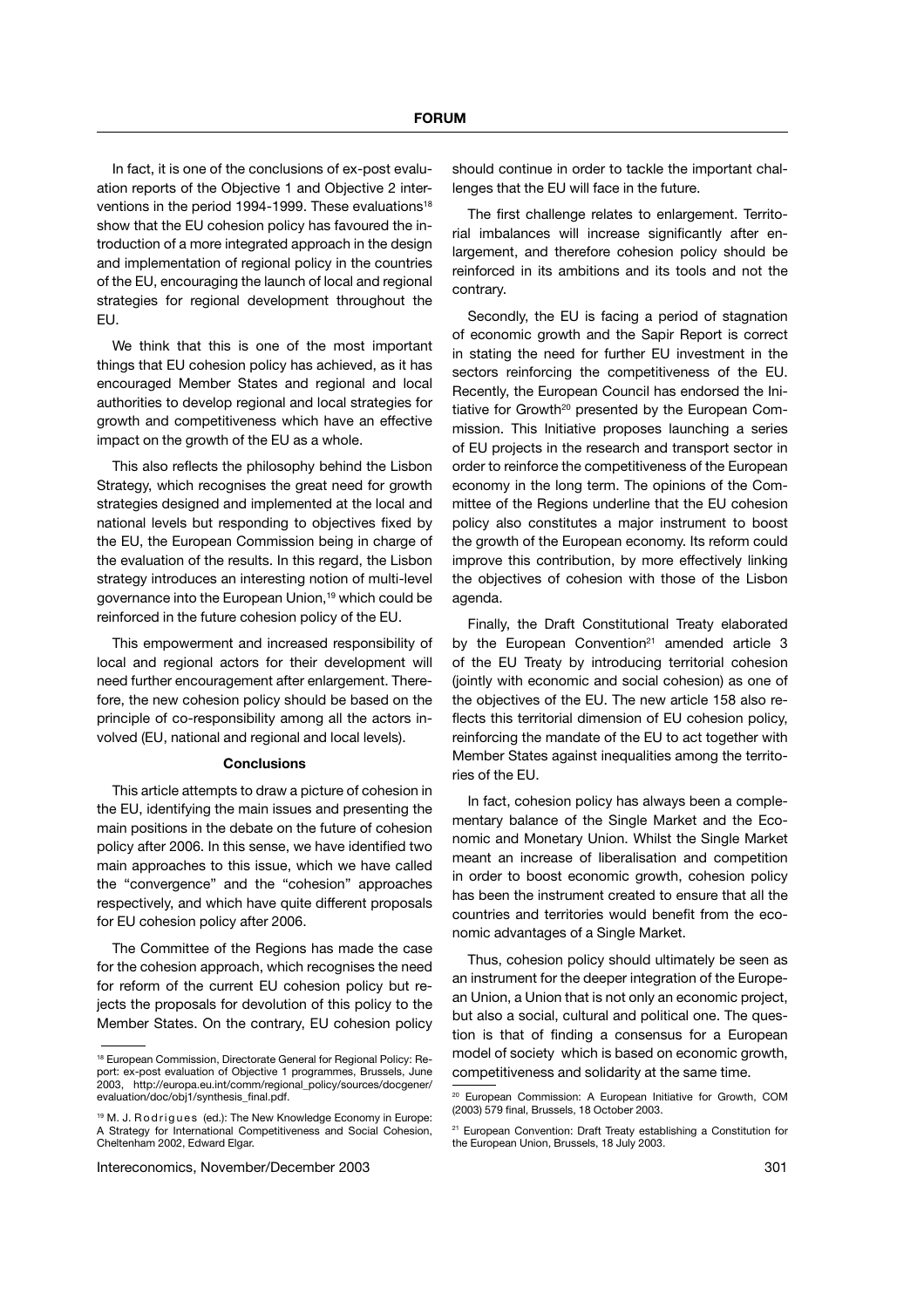In fact, it is one of the conclusions of ex-post evaluation reports of the Objective 1 and Objective 2 interventions in the period 1994-1999. These evaluations[18] show that the EU cohesion policy has favoured the introduction of a more integrated approach in the design and implementation of regional policy in the countries of the EU, encouraging the launch of local and regional strategies for regional development throughout the EU.

We think that this is one of the most important things that EU cohesion policy has achieved, as it has encouraged Member States and regional and local authorities to develop regional and local strategies for growth and competitiveness which have an effective impact on the growth of the EU as a whole.

This also reflects the philosophy behind the Lisbon Strategy, which recognises the great need for growth strategies designed and implemented at the local and national levels but responding to objectives fixed by the EU, the European Commission being in charge of the evaluation of the results. In this regard, the Lisbon strategy introduces an interesting notion of multi-level governance into the European Union,[19] which could be reinforced in the future cohesion policy of the EU.

This empowerment and increased responsibility of local and regional actors for their development will need further encouragement after enlargement. Therefore, the new cohesion policy should be based on the principle of co-responsibility among all the actors involved (EU, national and regional and local levels).

### Conclusions

This article attempts to draw a picture of cohesion in the EU, identifying the main issues and presenting the main positions in the debate on the future of cohesion policy after 2006. In this sense, we have identified two main approaches to this issue, which we have called the "convergence" and the "cohesion" approaches respectively, and which have quite different proposals for EU cohesion policy after 2006.

The Committee of the Regions has made the case for the cohesion approach, which recognises the need for reform of the current EU cohesion policy but rejects the proposals for devolution of this policy to the Member States. On the contrary, EU cohesion policy should continue in order to tackle the important challenges that the EU will face in the future.

The first challenge relates to enlargement. Territorial imbalances will increase significantly after enlargement, and therefore cohesion policy should be reinforced in its ambitions and its tools and not the contrary.

Secondly, the EU is facing a period of stagnation of economic growth and the Sapir Report is correct in stating the need for further EU investment in the sectors reinforcing the competitiveness of the EU. Recently, the European Council has endorsed the Initiative for Growth[20] presented by the European Commission. This Initiative proposes launching a series of EU projects in the research and transport sector in order to reinforce the competitiveness of the European economy in the long term. The opinions of the Committee of the Regions underline that the EU cohesion policy also constitutes a major instrument to boost the growth of the European economy. Its reform could improve this contribution, by more effectively linking the objectives of cohesion with those of the Lisbon agenda.

Finally, the Draft Constitutional Treaty elaborated by the European Convention[21] amended article 3 of the EU Treaty by introducing territorial cohesion (jointly with economic and social cohesion) as one of the objectives of the EU. The new article 158 also reflects this territorial dimension of EU cohesion policy, reinforcing the mandate of the EU to act together with Member States against inequalities among the territories of the EU.

In fact, cohesion policy has always been a complementary balance of the Single Market and the Economic and Monetary Union. Whilst the Single Market meant an increase of liberalisation and competition in order to boost economic growth, cohesion policy has been the instrument created to ensure that all the countries and territories would benefit from the economic advantages of a Single Market.

Thus, cohesion policy should ultimately be seen as an instrument for the deeper integration of the European Union, a Union that is not only an economic project, but also a social, cultural and political one. The question is that of finding a consensus for a European model of society which is based on economic growth, competitiveness and solidarity at the same time.

---

[18] European Commission, Directorate General for Regional Policy: Report: ex-post evaluation of Objective 1 programmes, Brussels, June 2003, http://europa.eu.int/comm/regional_policy/sources/docgener/evaluation/doc/obj1/synthesis_final.pdf.

[19] M. J. Rodrigues (ed.): The New Knowledge Economy in Europe: A Strategy for International Competitiveness and Social Cohesion, Cheltenham 2002, Edward Elgar.

[20] European Commission: A European Initiative for Growth, COM (2003) 579 final, Brussels, 18 October 2003.

[21] European Convention: Draft Treaty establishing a Constitution for the European Union, Brussels, 18 July 2003.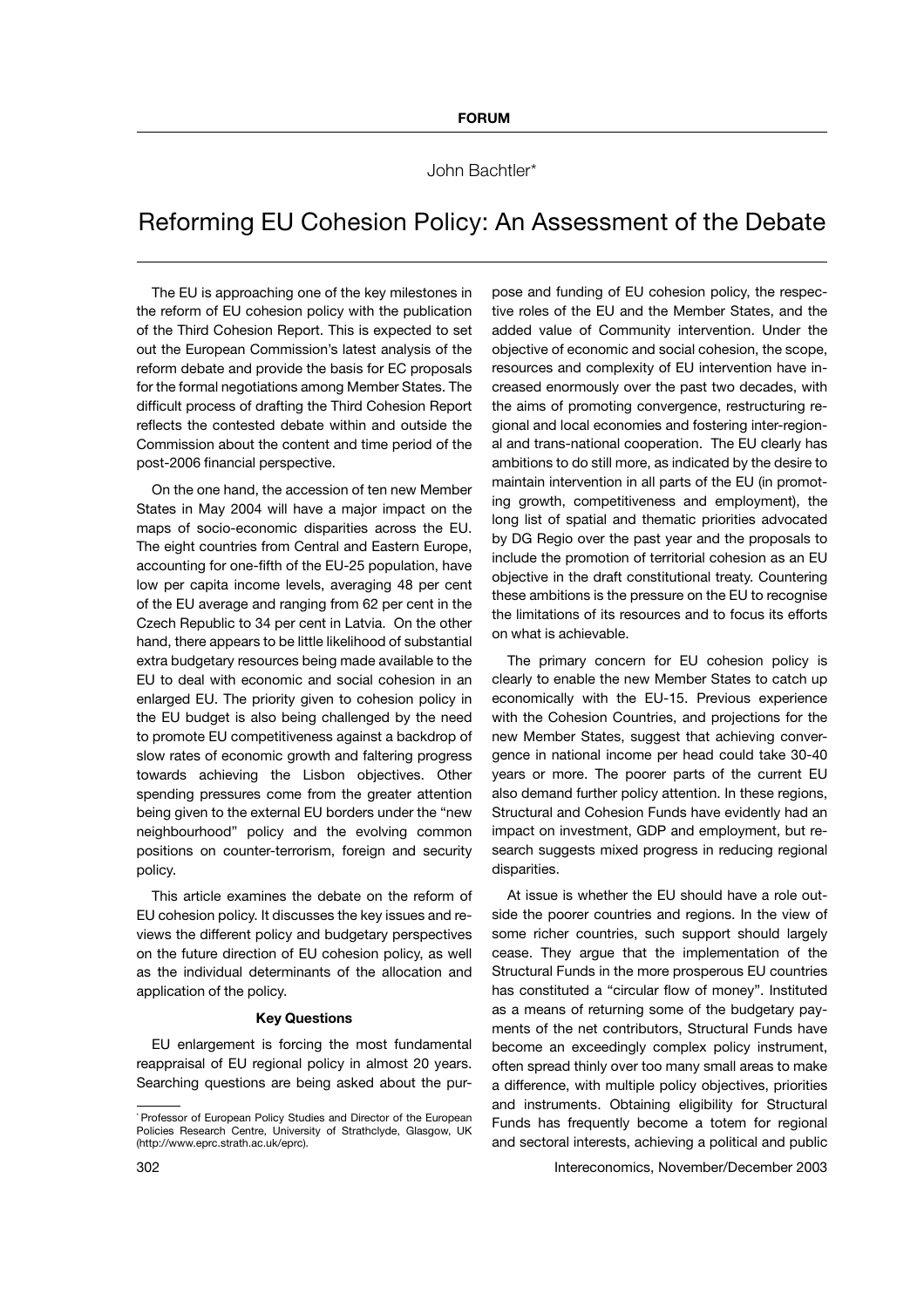**FORUM**

John Bachtler*

# Reforming EU Cohesion Policy: An Assessment of the Debate

The EU is approaching one of the key milestones in the reform of EU cohesion policy with the publication of the Third Cohesion Report. This is expected to set out the European Commission's latest analysis of the reform debate and provide the basis for EC proposals for the formal negotiations among Member States. The difficult process of drafting the Third Cohesion Report reflects the contested debate within and outside the Commission about the content and time period of the post-2006 financial perspective.

On the one hand, the accession of ten new Member States in May 2004 will have a major impact on the maps of socio-economic disparities across the EU. The eight countries from Central and Eastern Europe, accounting for one-fifth of the EU-25 population, have low per capita income levels, averaging 48 per cent of the EU average and ranging from 62 per cent in the Czech Republic to 34 per cent in Latvia. On the other hand, there appears to be little likelihood of substantial extra budgetary resources being made available to the EU to deal with economic and social cohesion in an enlarged EU. The priority given to cohesion policy in the EU budget is also being challenged by the need to promote EU competitiveness against a backdrop of slow rates of economic growth and faltering progress towards achieving the Lisbon objectives. Other spending pressures come from the greater attention being given to the external EU borders under the "new neighbourhood" policy and the evolving common positions on counter-terrorism, foreign and security policy.

This article examines the debate on the reform of EU cohesion policy. It discusses the key issues and reviews the different policy and budgetary perspectives on the future direction of EU cohesion policy, as well as the individual determinants of the allocation and application of the policy.

### Key Questions

EU enlargement is forcing the most fundamental reappraisal of EU regional policy in almost 20 years. Searching questions are being asked about the purpose and funding of EU cohesion policy, the respective roles of the EU and the Member States, and the added value of Community intervention. Under the objective of economic and social cohesion, the scope, resources and complexity of EU intervention have increased enormously over the past two decades, with the aims of promoting convergence, restructuring regional and local economies and fostering inter-regional and trans-national cooperation. The EU clearly has ambitions to do still more, as indicated by the desire to maintain intervention in all parts of the EU (in promoting growth, competitiveness and employment), the long list of spatial and thematic priorities advocated by DG Regio over the past year and the proposals to include the promotion of territorial cohesion as an EU objective in the draft constitutional treaty. Countering these ambitions is the pressure on the EU to recognise the limitations of its resources and to focus its efforts on what is achievable.

The primary concern for EU cohesion policy is clearly to enable the new Member States to catch up economically with the EU-15. Previous experience with the Cohesion Countries, and projections for the new Member States, suggest that achieving convergence in national income per head could take 30-40 years or more. The poorer parts of the current EU also demand further policy attention. In these regions, Structural and Cohesion Funds have evidently had an impact on investment, GDP and employment, but research suggests mixed progress in reducing regional disparities.

At issue is whether the EU should have a role outside the poorer countries and regions. In the view of some richer countries, such support should largely cease. They argue that the implementation of the Structural Funds in the more prosperous EU countries has constituted a "circular flow of money". Instituted as a means of returning some of the budgetary payments of the net contributors, Structural Funds have become an exceedingly complex policy instrument, often spread thinly over too many small areas to make a difference, with multiple policy objectives, priorities and instruments. Obtaining eligibility for Structural Funds has frequently become a totem for regional and sectoral interests, achieving a political and public

* Professor of European Policy Studies and Director of the European Policies Research Centre, University of Strathclyde, Glasgow, UK (http://www.eprc.strath.ac.uk/eprc).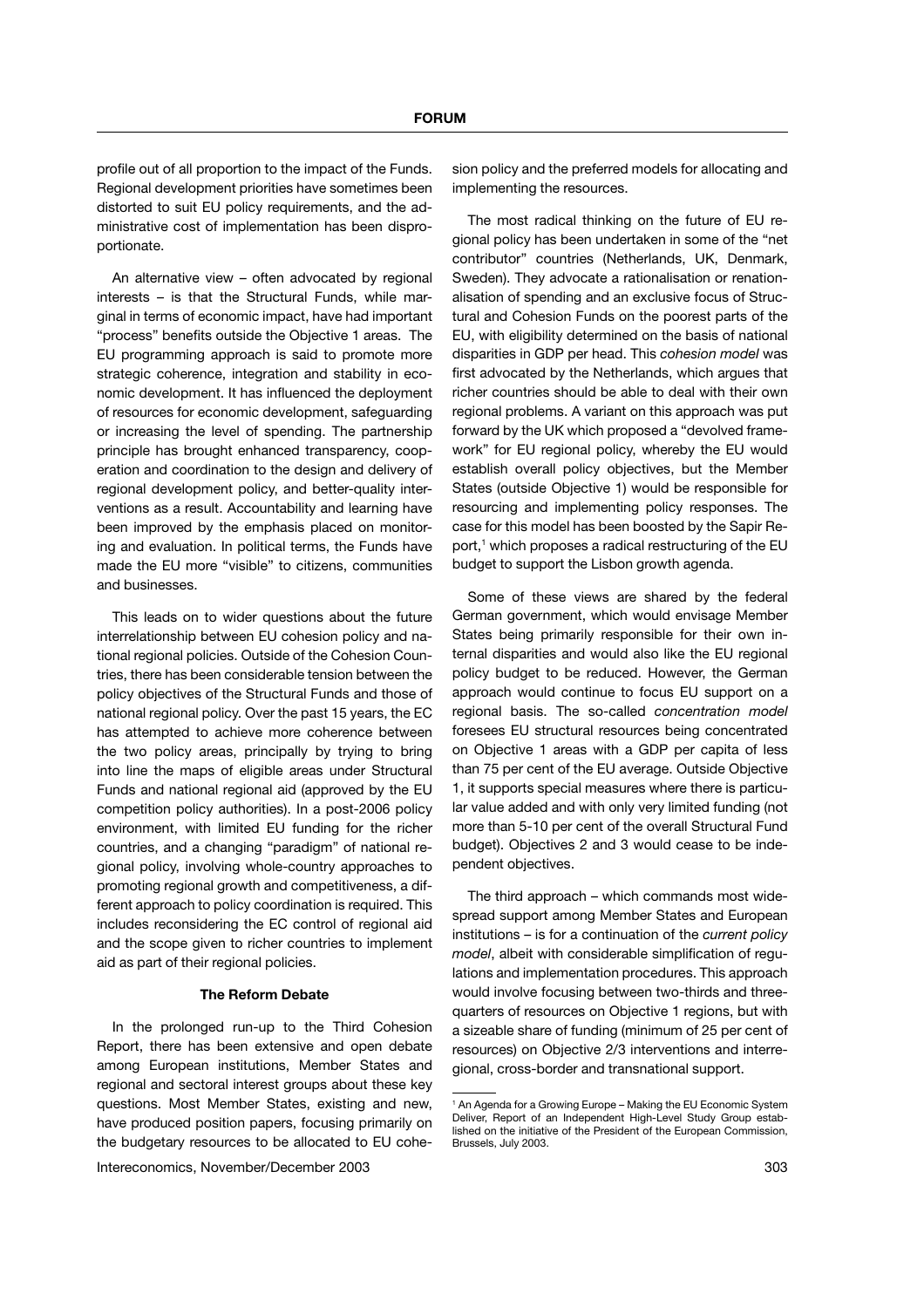profile out of all proportion to the impact of the Funds. Regional development priorities have sometimes been distorted to suit EU policy requirements, and the administrative cost of implementation has been disproportionate.

An alternative view – often advocated by regional interests – is that the Structural Funds, while marginal in terms of economic impact, have had important "process" benefits outside the Objective 1 areas. The EU programming approach is said to promote more strategic coherence, integration and stability in economic development. It has influenced the deployment of resources for economic development, safeguarding or increasing the level of spending. The partnership principle has brought enhanced transparency, cooperation and coordination to the design and delivery of regional development policy, and better-quality interventions as a result. Accountability and learning have been improved by the emphasis placed on monitoring and evaluation. In political terms, the Funds have made the EU more "visible" to citizens, communities and businesses.

This leads on to wider questions about the future interrelationship between EU cohesion policy and national regional policies. Outside of the Cohesion Countries, there has been considerable tension between the policy objectives of the Structural Funds and those of national regional policy. Over the past 15 years, the EC has attempted to achieve more coherence between the two policy areas, principally by trying to bring into line the maps of eligible areas under Structural Funds and national regional aid (approved by the EU competition policy authorities). In a post-2006 policy environment, with limited EU funding for the richer countries, and a changing "paradigm" of national regional policy, involving whole-country approaches to promoting regional growth and competitiveness, a different approach to policy coordination is required. This includes reconsidering the EC control of regional aid and the scope given to richer countries to implement aid as part of their regional policies.

### The Reform Debate

In the prolonged run-up to the Third Cohesion Report, there has been extensive and open debate among European institutions, Member States and regional and sectoral interest groups about these key questions. Most Member States, existing and new, have produced position papers, focusing primarily on the budgetary resources to be allocated to EU cohesion policy and the preferred models for allocating and implementing the resources.

The most radical thinking on the future of EU regional policy has been undertaken in some of the "net contributor" countries (Netherlands, UK, Denmark, Sweden). They advocate a rationalisation or renationalisation of spending and an exclusive focus of Structural and Cohesion Funds on the poorest parts of the EU, with eligibility determined on the basis of national disparities in GDP per head. This *cohesion model* was first advocated by the Netherlands, which argues that richer countries should be able to deal with their own regional problems. A variant on this approach was put forward by the UK which proposed a "devolved framework" for EU regional policy, whereby the EU would establish overall policy objectives, but the Member States (outside Objective 1) would be responsible for resourcing and implementing policy responses. The case for this model has been boosted by the Sapir Report,[1] which proposes a radical restructuring of the EU budget to support the Lisbon growth agenda.

Some of these views are shared by the federal German government, which would envisage Member States being primarily responsible for their own internal disparities and would also like the EU regional policy budget to be reduced. However, the German approach would continue to focus EU support on a regional basis. The so-called *concentration model* foresees EU structural resources being concentrated on Objective 1 areas with a GDP per capita of less than 75 per cent of the EU average. Outside Objective 1, it supports special measures where there is particular value added and with only very limited funding (not more than 5-10 per cent of the overall Structural Fund budget). Objectives 2 and 3 would cease to be independent objectives.

The third approach – which commands most widespread support among Member States and European institutions – is for a continuation of the *current policy model*, albeit with considerable simplification of regulations and implementation procedures. This approach would involve focusing between two-thirds and three-quarters of resources on Objective 1 regions, but with a sizeable share of funding (minimum of 25 per cent of resources) on Objective 2/3 interventions and interregional, cross-border and transnational support.

[1] An Agenda for a Growing Europe – Making the EU Economic System Deliver, Report of an Independent High-Level Study Group established on the initiative of the President of the European Commission, Brussels, July 2003.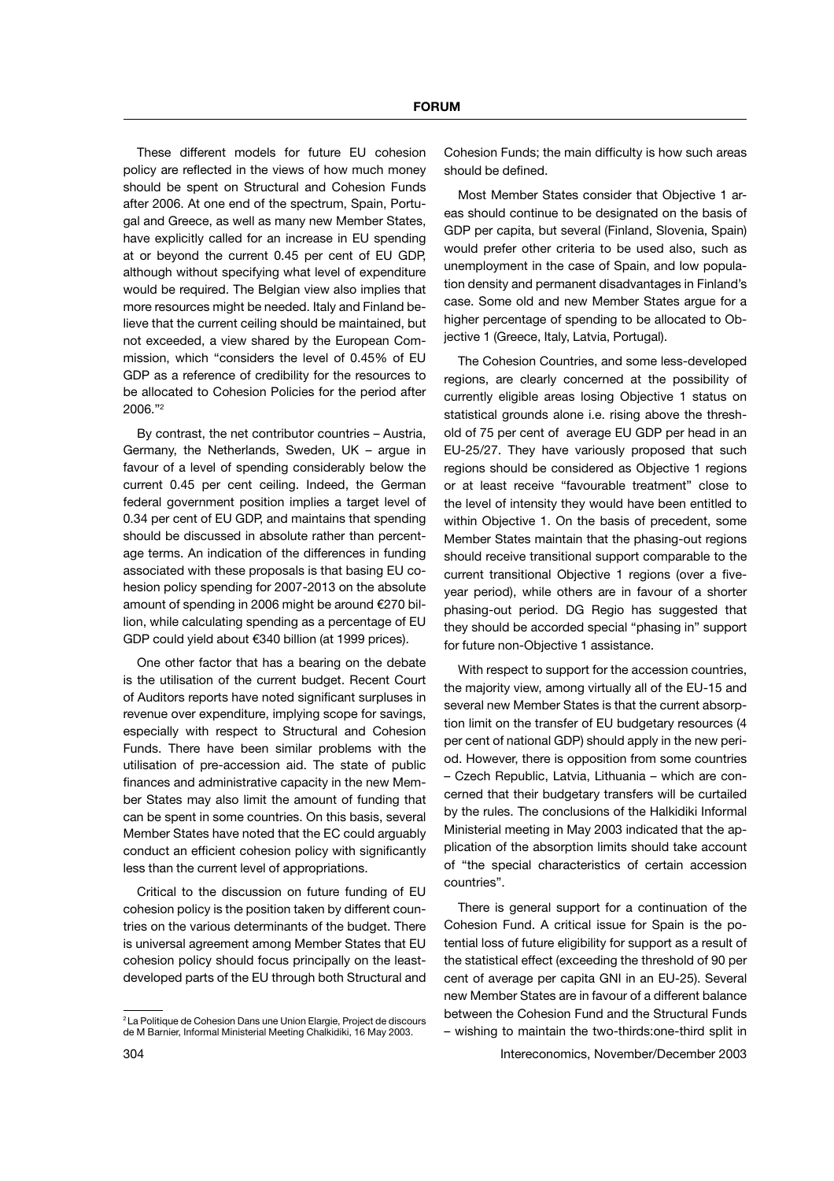These different models for future EU cohesion policy are reflected in the views of how much money should be spent on Structural and Cohesion Funds after 2006. At one end of the spectrum, Spain, Portugal and Greece, as well as many new Member States, have explicitly called for an increase in EU spending at or beyond the current 0.45 per cent of EU GDP, although without specifying what level of expenditure would be required. The Belgian view also implies that more resources might be needed. Italy and Finland believe that the current ceiling should be maintained, but not exceeded, a view shared by the European Commission, which "considers the level of 0.45% of EU GDP as a reference of credibility for the resources to be allocated to Cohesion Policies for the period after 2006."[2]

By contrast, the net contributor countries – Austria, Germany, the Netherlands, Sweden, UK – argue in favour of a level of spending considerably below the current 0.45 per cent ceiling. Indeed, the German federal government position implies a target level of 0.34 per cent of EU GDP, and maintains that spending should be discussed in absolute rather than percentage terms. An indication of the differences in funding associated with these proposals is that basing EU cohesion policy spending for 2007-2013 on the absolute amount of spending in 2006 might be around €270 billion, while calculating spending as a percentage of EU GDP could yield about €340 billion (at 1999 prices).

One other factor that has a bearing on the debate is the utilisation of the current budget. Recent Court of Auditors reports have noted significant surpluses in revenue over expenditure, implying scope for savings, especially with respect to Structural and Cohesion Funds. There have been similar problems with the utilisation of pre-accession aid. The state of public finances and administrative capacity in the new Member States may also limit the amount of funding that can be spent in some countries. On this basis, several Member States have noted that the EC could arguably conduct an efficient cohesion policy with significantly less than the current level of appropriations.

Critical to the discussion on future funding of EU cohesion policy is the position taken by different countries on the various determinants of the budget. There is universal agreement among Member States that EU cohesion policy should focus principally on the least-developed parts of the EU through both Structural and Cohesion Funds; the main difficulty is how such areas should be defined.

Most Member States consider that Objective 1 areas should continue to be designated on the basis of GDP per capita, but several (Finland, Slovenia, Spain) would prefer other criteria to be used also, such as unemployment in the case of Spain, and low population density and permanent disadvantages in Finland's case. Some old and new Member States argue for a higher percentage of spending to be allocated to Objective 1 (Greece, Italy, Latvia, Portugal).

The Cohesion Countries, and some less-developed regions, are clearly concerned at the possibility of currently eligible areas losing Objective 1 status on statistical grounds alone i.e. rising above the threshold of 75 per cent of average EU GDP per head in an EU-25/27. They have variously proposed that such regions should be considered as Objective 1 regions or at least receive "favourable treatment" close to the level of intensity they would have been entitled to within Objective 1. On the basis of precedent, some Member States maintain that the phasing-out regions should receive transitional support comparable to the current transitional Objective 1 regions (over a five-year period), while others are in favour of a shorter phasing-out period. DG Regio has suggested that they should be accorded special "phasing in" support for future non-Objective 1 assistance.

With respect to support for the accession countries, the majority view, among virtually all of the EU-15 and several new Member States is that the current absorption limit on the transfer of EU budgetary resources (4 per cent of national GDP) should apply in the new period. However, there is opposition from some countries – Czech Republic, Latvia, Lithuania – which are concerned that their budgetary transfers will be curtailed by the rules. The conclusions of the Halkidiki Informal Ministerial meeting in May 2003 indicated that the application of the absorption limits should take account of "the special characteristics of certain accession countries".

There is general support for a continuation of the Cohesion Fund. A critical issue for Spain is the potential loss of future eligibility for support as a result of the statistical effect (exceeding the threshold of 90 per cent of average per capita GNI in an EU-25). Several new Member States are in favour of a different balance between the Cohesion Fund and the Structural Funds – wishing to maintain the two-thirds:one-third split in

[2] La Politique de Cohesion Dans une Union Elargie, Project de discours de M Barnier, Informal Ministerial Meeting Chalkidiki, 16 May 2003.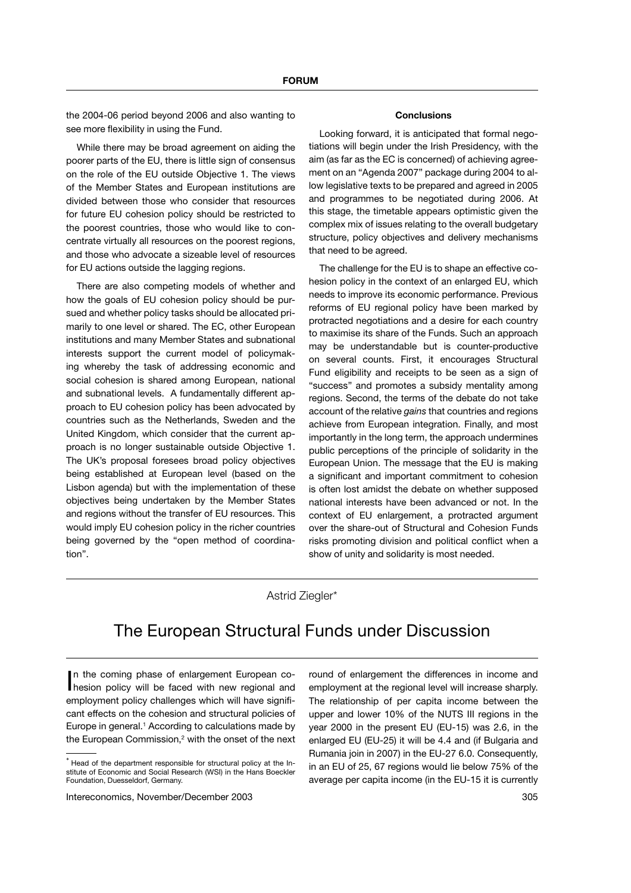the 2004-06 period beyond 2006 and also wanting to see more flexibility in using the Fund.

While there may be broad agreement on aiding the poorer parts of the EU, there is little sign of consensus on the role of the EU outside Objective 1. The views of the Member States and European institutions are divided between those who consider that resources for future EU cohesion policy should be restricted to the poorest countries, those who would like to concentrate virtually all resources on the poorest regions, and those who advocate a sizeable level of resources for EU actions outside the lagging regions.

There are also competing models of whether and how the goals of EU cohesion policy should be pursued and whether policy tasks should be allocated primarily to one level or shared. The EC, other European institutions and many Member States and subnational interests support the current model of policymaking whereby the task of addressing economic and social cohesion is shared among European, national and subnational levels. A fundamentally different approach to EU cohesion policy has been advocated by countries such as the Netherlands, Sweden and the United Kingdom, which consider that the current approach is no longer sustainable outside Objective 1. The UK's proposal foresees broad policy objectives being established at European level (based on the Lisbon agenda) but with the implementation of these objectives being undertaken by the Member States and regions without the transfer of EU resources. This would imply EU cohesion policy in the richer countries being governed by the "open method of coordination".

### Conclusions

Looking forward, it is anticipated that formal negotiations will begin under the Irish Presidency, with the aim (as far as the EC is concerned) of achieving agreement on an "Agenda 2007" package during 2004 to allow legislative texts to be prepared and agreed in 2005 and programmes to be negotiated during 2006. At this stage, the timetable appears optimistic given the complex mix of issues relating to the overall budgetary structure, policy objectives and delivery mechanisms that need to be agreed.

The challenge for the EU is to shape an effective cohesion policy in the context of an enlarged EU, which needs to improve its economic performance. Previous reforms of EU regional policy have been marked by protracted negotiations and a desire for each country to maximise its share of the Funds. Such an approach may be understandable but is counter-productive on several counts. First, it encourages Structural Fund eligibility and receipts to be seen as a sign of "success" and promotes a subsidy mentality among regions. Second, the terms of the debate do not take account of the relative *gains* that countries and regions achieve from European integration. Finally, and most importantly in the long term, the approach undermines public perceptions of the principle of solidarity in the European Union. The message that the EU is making a significant and important commitment to cohesion is often lost amidst the debate on whether supposed national interests have been advanced or not. In the context of EU enlargement, a protracted argument over the share-out of Structural and Cohesion Funds risks promoting division and political conflict when a show of unity and solidarity is most needed.

---

Astrid Ziegler*

## The European Structural Funds under Discussion

In the coming phase of enlargement European cohesion policy will be faced with new regional and employment policy challenges which will have significant effects on the cohesion and structural policies of Europe in general.[1] According to calculations made by the European Commission,[2] with the onset of the next round of enlargement the differences in income and employment at the regional level will increase sharply. The relationship of per capita income between the upper and lower 10% of the NUTS III regions in the year 2000 in the present EU (EU-15) was 2.6, in the enlarged EU (EU-25) it will be 4.4 and (if Bulgaria and Rumania join in 2007) in the EU-27 6.0. Consequently, in an EU of 25, 67 regions would lie below 75% of the average per capita income (in the EU-15 it is currently

\* Head of the department responsible for structural policy at the Institute of Economic and Social Research (WSI) in the Hans Boeckler Foundation, Duesseldorf, Germany.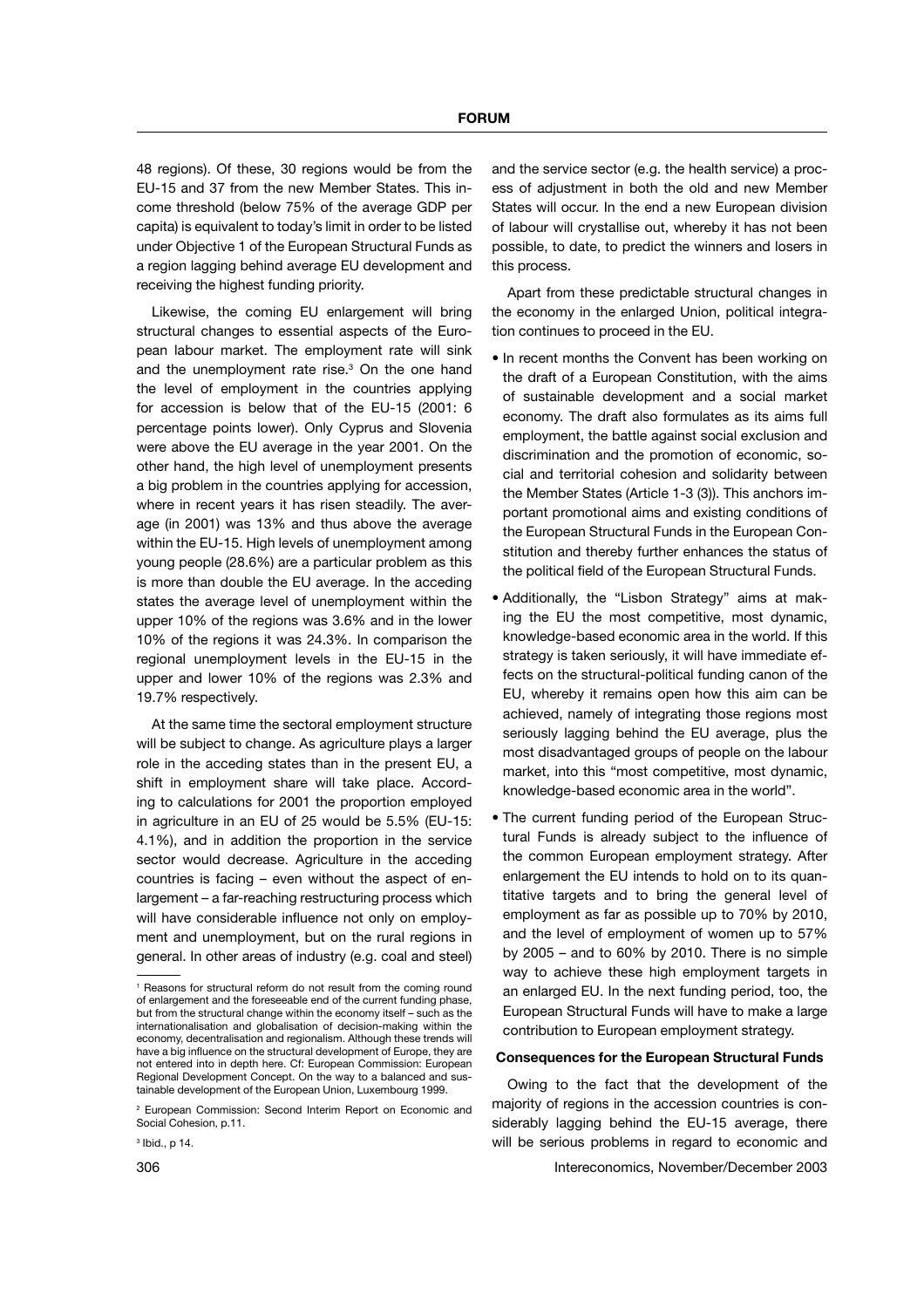48 regions). Of these, 30 regions would be from the EU-15 and 37 from the new Member States. This income threshold (below 75% of the average GDP per capita) is equivalent to today's limit in order to be listed under Objective 1 of the European Structural Funds as a region lagging behind average EU development and receiving the highest funding priority.

Likewise, the coming EU enlargement will bring structural changes to essential aspects of the European labour market. The employment rate will sink and the unemployment rate rise.[3] On the one hand the level of employment in the countries applying for accession is below that of the EU-15 (2001: 6 percentage points lower). Only Cyprus and Slovenia were above the EU average in the year 2001. On the other hand, the high level of unemployment presents a big problem in the countries applying for accession, where in recent years it has risen steadily. The average (in 2001) was 13% and thus above the average within the EU-15. High levels of unemployment among young people (28.6%) are a particular problem as this is more than double the EU average. In the acceding states the average level of unemployment within the upper 10% of the regions was 3.6% and in the lower 10% of the regions it was 24.3%. In comparison the regional unemployment levels in the EU-15 in the upper and lower 10% of the regions was 2.3% and 19.7% respectively.

At the same time the sectoral employment structure will be subject to change. As agriculture plays a larger role in the acceding states than in the present EU, a shift in employment share will take place. According to calculations for 2001 the proportion employed in agriculture in an EU of 25 would be 5.5% (EU-15: 4.1%), and in addition the proportion in the service sector would decrease. Agriculture in the acceding countries is facing – even without the aspect of enlargement – a far-reaching restructuring process which will have considerable influence not only on employment and unemployment, but on the rural regions in general. In other areas of industry (e.g. coal and steel) and the service sector (e.g. the health service) a process of adjustment in both the old and new Member States will occur. In the end a new European division of labour will crystallise out, whereby it has not been possible, to date, to predict the winners and losers in this process.

Apart from these predictable structural changes in the economy in the enlarged Union, political integration continues to proceed in the EU.

- In recent months the Convent has been working on the draft of a European Constitution, with the aims of sustainable development and a social market economy. The draft also formulates as its aims full employment, the battle against social exclusion and discrimination and the promotion of economic, social and territorial cohesion and solidarity between the Member States (Article 1-3 (3)). This anchors important promotional aims and existing conditions of the European Structural Funds in the European Constitution and thereby further enhances the status of the political field of the European Structural Funds.
- Additionally, the "Lisbon Strategy" aims at making the EU the most competitive, most dynamic, knowledge-based economic area in the world. If this strategy is taken seriously, it will have immediate effects on the structural-political funding canon of the EU, whereby it remains open how this aim can be achieved, namely of integrating those regions most seriously lagging behind the EU average, plus the most disadvantaged groups of people on the labour market, into this "most competitive, most dynamic, knowledge-based economic area in the world".
- The current funding period of the European Structural Funds is already subject to the influence of the common European employment strategy. After enlargement the EU intends to hold on to its quantitative targets and to bring the general level of employment as far as possible up to 70% by 2010, and the level of employment of women up to 57% by 2005 – and to 60% by 2010. There is no simple way to achieve these high employment targets in an enlarged EU. In the next funding period, too, the European Structural Funds will have to make a large contribution to European employment strategy.

**Consequences for the European Structural Funds**

Owing to the fact that the development of the majority of regions in the accession countries is considerably lagging behind the EU-15 average, there will be serious problems in regard to economic and

---

[1] Reasons for structural reform do not result from the coming round of enlargement and the foreseeable end of the current funding phase, but from the structural change within the economy itself – such as the internationalisation and globalisation of decision-making within the economy, decentralisation and regionalism. Although these trends will have a big influence on the structural development of Europe, they are not entered into in depth here. Cf: European Commission: European Regional Development Concept. On the way to a balanced and sustainable development of the European Union, Luxembourg 1999.

[2] European Commission: Second Interim Report on Economic and Social Cohesion, p.11.

[3] Ibid., p 14.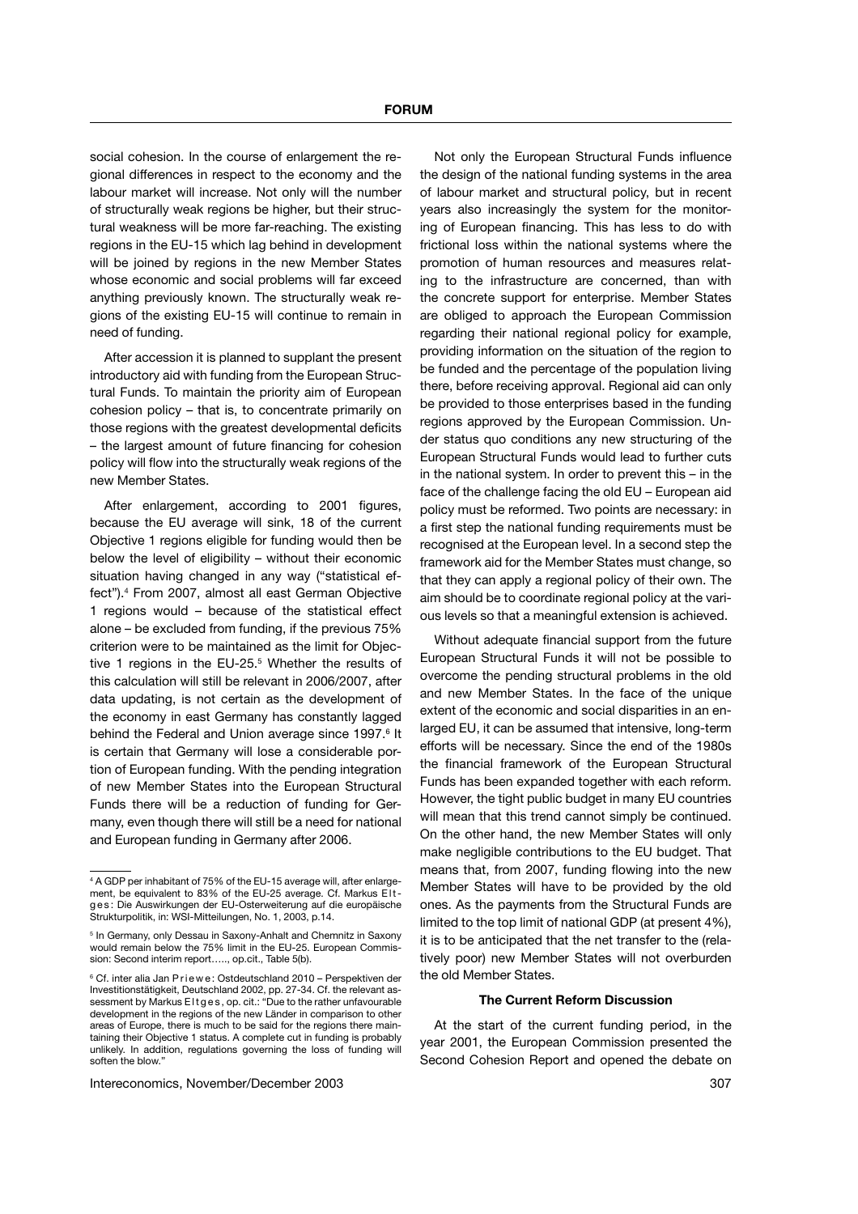social cohesion. In the course of enlargement the regional differences in respect to the economy and the labour market will increase. Not only will the number of structurally weak regions be higher, but their structural weakness will be more far-reaching. The existing regions in the EU-15 which lag behind in development will be joined by regions in the new Member States whose economic and social problems will far exceed anything previously known. The structurally weak regions of the existing EU-15 will continue to remain in need of funding.

After accession it is planned to supplant the present introductory aid with funding from the European Structural Funds. To maintain the priority aim of European cohesion policy – that is, to concentrate primarily on those regions with the greatest developmental deficits – the largest amount of future financing for cohesion policy will flow into the structurally weak regions of the new Member States.

After enlargement, according to 2001 figures, because the EU average will sink, 18 of the current Objective 1 regions eligible for funding would then be below the level of eligibility – without their economic situation having changed in any way ("statistical effect").[4] From 2007, almost all east German Objective 1 regions would – because of the statistical effect alone – be excluded from funding, if the previous 75% criterion were to be maintained as the limit for Objective 1 regions in the EU-25.[5] Whether the results of this calculation will still be relevant in 2006/2007, after data updating, is not certain as the development of the economy in east Germany has constantly lagged behind the Federal and Union average since 1997.[6] It is certain that Germany will lose a considerable portion of European funding. With the pending integration of new Member States into the European Structural Funds there will be a reduction of funding for Germany, even though there will still be a need for national and European funding in Germany after 2006.

Not only the European Structural Funds influence the design of the national funding systems in the area of labour market and structural policy, but in recent years also increasingly the system for the monitoring of European financing. This has less to do with frictional loss within the national systems where the promotion of human resources and measures relating to the infrastructure are concerned, than with the concrete support for enterprise. Member States are obliged to approach the European Commission regarding their national regional policy for example, providing information on the situation of the region to be funded and the percentage of the population living there, before receiving approval. Regional aid can only be provided to those enterprises based in the funding regions approved by the European Commission. Under status quo conditions any new structuring of the European Structural Funds would lead to further cuts in the national system. In order to prevent this – in the face of the challenge facing the old EU – European aid policy must be reformed. Two points are necessary: in a first step the national funding requirements must be recognised at the European level. In a second step the framework aid for the Member States must change, so that they can apply a regional policy of their own. The aim should be to coordinate regional policy at the various levels so that a meaningful extension is achieved.

Without adequate financial support from the future European Structural Funds it will not be possible to overcome the pending structural problems in the old and new Member States. In the face of the unique extent of the economic and social disparities in an enlarged EU, it can be assumed that intensive, long-term efforts will be necessary. Since the end of the 1980s the financial framework of the European Structural Funds has been expanded together with each reform. However, the tight public budget in many EU countries will mean that this trend cannot simply be continued. On the other hand, the new Member States will only make negligible contributions to the EU budget. That means that, from 2007, funding flowing into the new Member States will have to be provided by the old ones. As the payments from the Structural Funds are limited to the top limit of national GDP (at present 4%), it is to be anticipated that the net transfer to the (relatively poor) new Member States will not overburden the old Member States.

### The Current Reform Discussion

At the start of the current funding period, in the year 2001, the European Commission presented the Second Cohesion Report and opened the debate on

---

[4] A GDP per inhabitant of 75% of the EU-15 average will, after enlargement, be equivalent to 83% of the EU-25 average. Cf. Markus Eltges: Die Auswirkungen der EU-Osterweiterung auf die europäische Strukturpolitik, in: WSI-Mitteilungen, No. 1, 2003, p.14.

[5] In Germany, only Dessau in Saxony-Anhalt and Chemnitz in Saxony would remain below the 75% limit in the EU-25. European Commission: Second interim report….., op.cit., Table 5(b).

[6] Cf. inter alia Jan Priewe: Ostdeutschland 2010 – Perspektiven der Investitionstätigkeit, Deutschland 2002, pp. 27-34. Cf. the relevant assessment by Markus Eltges, op. cit.: "Due to the rather unfavourable development in the regions of the new Länder in comparison to other areas of Europe, there is much to be said for the regions there maintaining their Objective 1 status. A complete cut in funding is probably unlikely. In addition, regulations governing the loss of funding will soften the blow."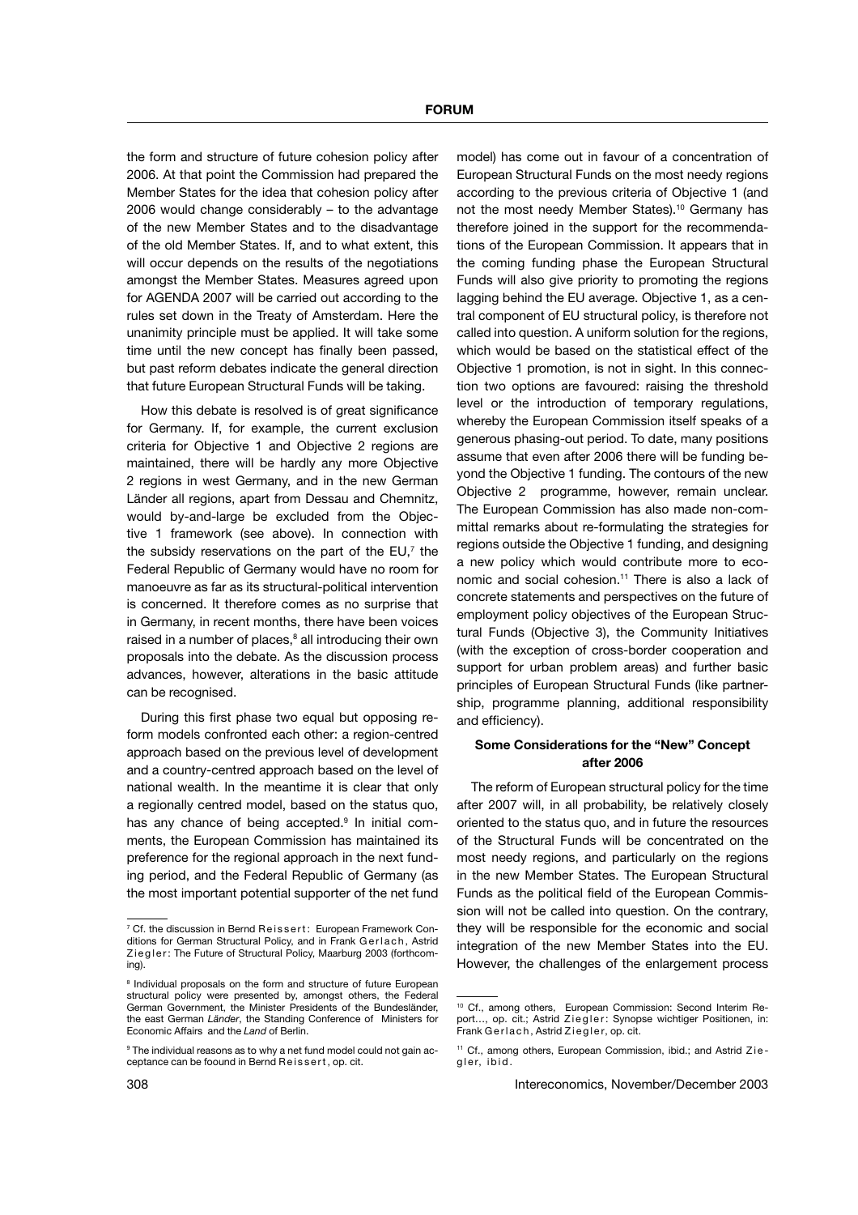the form and structure of future cohesion policy after 2006. At that point the Commission had prepared the Member States for the idea that cohesion policy after 2006 would change considerably – to the advantage of the new Member States and to the disadvantage of the old Member States. If, and to what extent, this will occur depends on the results of the negotiations amongst the Member States. Measures agreed upon for AGENDA 2007 will be carried out according to the rules set down in the Treaty of Amsterdam. Here the unanimity principle must be applied. It will take some time until the new concept has finally been passed, but past reform debates indicate the general direction that future European Structural Funds will be taking.

How this debate is resolved is of great significance for Germany. If, for example, the current exclusion criteria for Objective 1 and Objective 2 regions are maintained, there will be hardly any more Objective 2 regions in west Germany, and in the new German Länder all regions, apart from Dessau and Chemnitz, would by-and-large be excluded from the Objective 1 framework (see above). In connection with the subsidy reservations on the part of the EU,[7] the Federal Republic of Germany would have no room for manoeuvre as far as its structural-political intervention is concerned. It therefore comes as no surprise that in Germany, in recent months, there have been voices raised in a number of places,[8] all introducing their own proposals into the debate. As the discussion process advances, however, alterations in the basic attitude can be recognised.

During this first phase two equal but opposing reform models confronted each other: a region-centred approach based on the previous level of development and a country-centred approach based on the level of national wealth. In the meantime it is clear that only a regionally centred model, based on the status quo, has any chance of being accepted.[9] In initial comments, the European Commission has maintained its preference for the regional approach in the next funding period, and the Federal Republic of Germany (as the most important potential supporter of the net fund model) has come out in favour of a concentration of European Structural Funds on the most needy regions according to the previous criteria of Objective 1 (and not the most needy Member States).[10] Germany has therefore joined in the support for the recommendations of the European Commission. It appears that in the coming funding phase the European Structural Funds will also give priority to promoting the regions lagging behind the EU average. Objective 1, as a central component of EU structural policy, is therefore not called into question. A uniform solution for the regions, which would be based on the statistical effect of the Objective 1 promotion, is not in sight. In this connection two options are favoured: raising the threshold level or the introduction of temporary regulations, whereby the European Commission itself speaks of a generous phasing-out period. To date, many positions assume that even after 2006 there will be funding beyond the Objective 1 funding. The contours of the new Objective 2 programme, however, remain unclear. The European Commission has also made non-committal remarks about re-formulating the strategies for regions outside the Objective 1 funding, and designing a new policy which would contribute more to economic and social cohesion.[11] There is also a lack of concrete statements and perspectives on the future of employment policy objectives of the European Structural Funds (Objective 3), the Community Initiatives (with the exception of cross-border cooperation and support for urban problem areas) and further basic principles of European Structural Funds (like partnership, programme planning, additional responsibility and efficiency).

### Some Considerations for the "New" Concept after 2006

The reform of European structural policy for the time after 2007 will, in all probability, be relatively closely oriented to the status quo, and in future the resources of the Structural Funds will be concentrated on the most needy regions, and particularly on the regions in the new Member States. The European Structural Funds as the political field of the European Commission will not be called into question. On the contrary, they will be responsible for the economic and social integration of the new Member States into the EU. However, the challenges of the enlargement process

---

[7] Cf. the discussion in Bernd Reissert: European Framework Conditions for German Structural Policy, and in Frank Gerlach, Astrid Ziegler: The Future of Structural Policy, Maarburg 2003 (forthcoming).

[8] Individual proposals on the form and structure of future European structural policy were presented by, amongst others, the Federal German Government, the Minister Presidents of the Bundesländer, the east German *Länder*, the Standing Conference of Ministers for Economic Affairs and the *Land* of Berlin.

[9] The individual reasons as to why a net fund model could not gain acceptance can be foound in Bernd Reissert, op. cit.

[10] Cf., among others, European Commission: Second Interim Report..., op. cit.; Astrid Ziegler: Synopse wichtiger Positionen, in: Frank Gerlach, Astrid Ziegler, op. cit.

[11] Cf., among others, European Commission, ibid.; and Astrid Ziegler, ibid.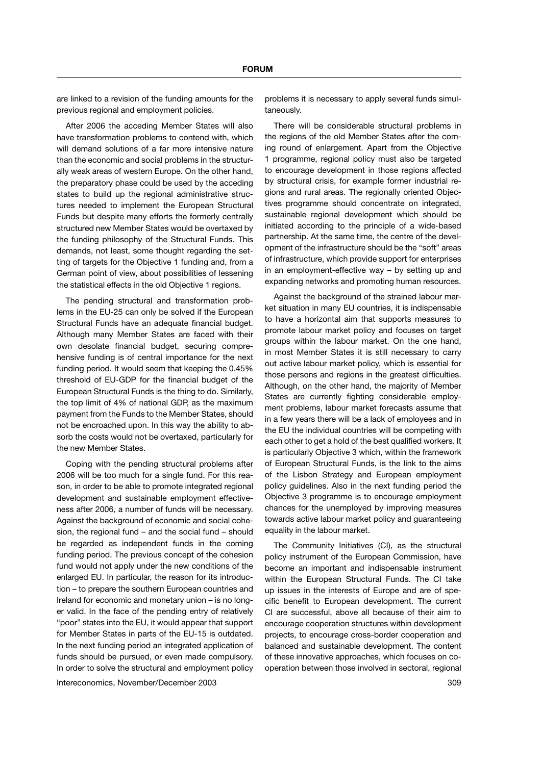are linked to a revision of the funding amounts for the previous regional and employment policies.

After 2006 the acceding Member States will also have transformation problems to contend with, which will demand solutions of a far more intensive nature than the economic and social problems in the structurally weak areas of western Europe. On the other hand, the preparatory phase could be used by the acceding states to build up the regional administrative structures needed to implement the European Structural Funds but despite many efforts the formerly centrally structured new Member States would be overtaxed by the funding philosophy of the Structural Funds. This demands, not least, some thought regarding the setting of targets for the Objective 1 funding and, from a German point of view, about possibilities of lessening the statistical effects in the old Objective 1 regions.

The pending structural and transformation problems in the EU-25 can only be solved if the European Structural Funds have an adequate financial budget. Although many Member States are faced with their own desolate financial budget, securing comprehensive funding is of central importance for the next funding period. It would seem that keeping the 0.45% threshold of EU-GDP for the financial budget of the European Structural Funds is the thing to do. Similarly, the top limit of 4% of national GDP, as the maximum payment from the Funds to the Member States, should not be encroached upon. In this way the ability to absorb the costs would not be overtaxed, particularly for the new Member States.

Coping with the pending structural problems after 2006 will be too much for a single fund. For this reason, in order to be able to promote integrated regional development and sustainable employment effectiveness after 2006, a number of funds will be necessary. Against the background of economic and social cohesion, the regional fund – and the social fund – should be regarded as independent funds in the coming funding period. The previous concept of the cohesion fund would not apply under the new conditions of the enlarged EU. In particular, the reason for its introduction – to prepare the southern European countries and Ireland for economic and monetary union – is no longer valid. In the face of the pending entry of relatively "poor" states into the EU, it would appear that support for Member States in parts of the EU-15 is outdated. In the next funding period an integrated application of funds should be pursued, or even made compulsory. In order to solve the structural and employment policy problems it is necessary to apply several funds simultaneously.

There will be considerable structural problems in the regions of the old Member States after the coming round of enlargement. Apart from the Objective 1 programme, regional policy must also be targeted to encourage development in those regions affected by structural crisis, for example former industrial regions and rural areas. The regionally oriented Objectives programme should concentrate on integrated, sustainable regional development which should be initiated according to the principle of a wide-based partnership. At the same time, the centre of the development of the infrastructure should be the "soft" areas of infrastructure, which provide support for enterprises in an employment-effective way – by setting up and expanding networks and promoting human resources.

Against the background of the strained labour market situation in many EU countries, it is indispensable to have a horizontal aim that supports measures to promote labour market policy and focuses on target groups within the labour market. On the one hand, in most Member States it is still necessary to carry out active labour market policy, which is essential for those persons and regions in the greatest difficulties. Although, on the other hand, the majority of Member States are currently fighting considerable employment problems, labour market forecasts assume that in a few years there will be a lack of employees and in the EU the individual countries will be competing with each other to get a hold of the best qualified workers. It is particularly Objective 3 which, within the framework of European Structural Funds, is the link to the aims of the Lisbon Strategy and European employment policy guidelines. Also in the next funding period the Objective 3 programme is to encourage employment chances for the unemployed by improving measures towards active labour market policy and guaranteeing equality in the labour market.

The Community Initiatives (CI), as the structural policy instrument of the European Commission, have become an important and indispensable instrument within the European Structural Funds. The CI take up issues in the interests of Europe and are of specific benefit to European development. The current CI are successful, above all because of their aim to encourage cooperation structures within development projects, to encourage cross-border cooperation and balanced and sustainable development. The content of these innovative approaches, which focuses on cooperation between those involved in sectoral, regional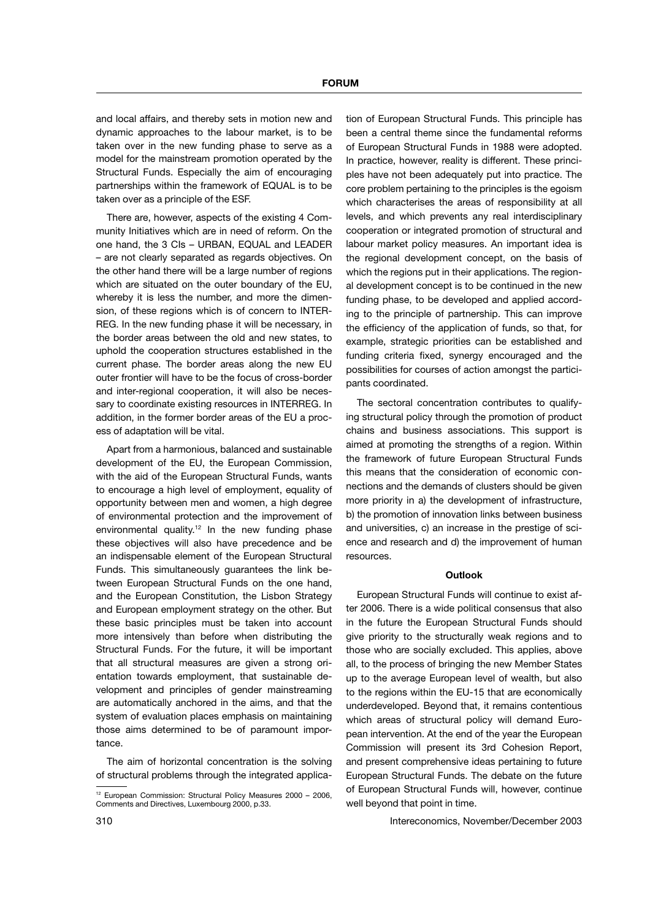and local affairs, and thereby sets in motion new and dynamic approaches to the labour market, is to be taken over in the new funding phase to serve as a model for the mainstream promotion operated by the Structural Funds. Especially the aim of encouraging partnerships within the framework of EQUAL is to be taken over as a principle of the ESF.

There are, however, aspects of the existing 4 Community Initiatives which are in need of reform. On the one hand, the 3 CIs – URBAN, EQUAL and LEADER – are not clearly separated as regards objectives. On the other hand there will be a large number of regions which are situated on the outer boundary of the EU, whereby it is less the number, and more the dimension, of these regions which is of concern to INTERREG. In the new funding phase it will be necessary, in the border areas between the old and new states, to uphold the cooperation structures established in the current phase. The border areas along the new EU outer frontier will have to be the focus of cross-border and inter-regional cooperation, it will also be necessary to coordinate existing resources in INTERREG. In addition, in the former border areas of the EU a process of adaptation will be vital.

Apart from a harmonious, balanced and sustainable development of the EU, the European Commission, with the aid of the European Structural Funds, wants to encourage a high level of employment, equality of opportunity between men and women, a high degree of environmental protection and the improvement of environmental quality.[12] In the new funding phase these objectives will also have precedence and be an indispensable element of the European Structural Funds. This simultaneously guarantees the link between European Structural Funds on the one hand, and the European Constitution, the Lisbon Strategy and European employment strategy on the other. But these basic principles must be taken into account more intensively than before when distributing the Structural Funds. For the future, it will be important that all structural measures are given a strong orientation towards employment, that sustainable development and principles of gender mainstreaming are automatically anchored in the aims, and that the system of evaluation places emphasis on maintaining those aims determined to be of paramount importance.

The aim of horizontal concentration is the solving of structural problems through the integrated application of European Structural Funds. This principle has been a central theme since the fundamental reforms of European Structural Funds in 1988 were adopted. In practice, however, reality is different. These principles have not been adequately put into practice. The core problem pertaining to the principles is the egoism which characterises the areas of responsibility at all levels, and which prevents any real interdisciplinary cooperation or integrated promotion of structural and labour market policy measures. An important idea is the regional development concept, on the basis of which the regions put in their applications. The regional development concept is to be continued in the new funding phase, to be developed and applied according to the principle of partnership. This can improve the efficiency of the application of funds, so that, for example, strategic priorities can be established and funding criteria fixed, synergy encouraged and the possibilities for courses of action amongst the participants coordinated.

The sectoral concentration contributes to qualifying structural policy through the promotion of product chains and business associations. This support is aimed at promoting the strengths of a region. Within the framework of future European Structural Funds this means that the consideration of economic connections and the demands of clusters should be given more priority in a) the development of infrastructure, b) the promotion of innovation links between business and universities, c) an increase in the prestige of science and research and d) the improvement of human resources.

### Outlook

European Structural Funds will continue to exist after 2006. There is a wide political consensus that also in the future the European Structural Funds should give priority to the structurally weak regions and to those who are socially excluded. This applies, above all, to the process of bringing the new Member States up to the average European level of wealth, but also to the regions within the EU-15 that are economically underdeveloped. Beyond that, it remains contentious which areas of structural policy will demand European intervention. At the end of the year the European Commission will present its 3rd Cohesion Report, and present comprehensive ideas pertaining to future European Structural Funds. The debate on the future of European Structural Funds will, however, continue well beyond that point in time.

---

[12] European Commission: Structural Policy Measures 2000 – 2006, Comments and Directives, Luxembourg 2000, p.33.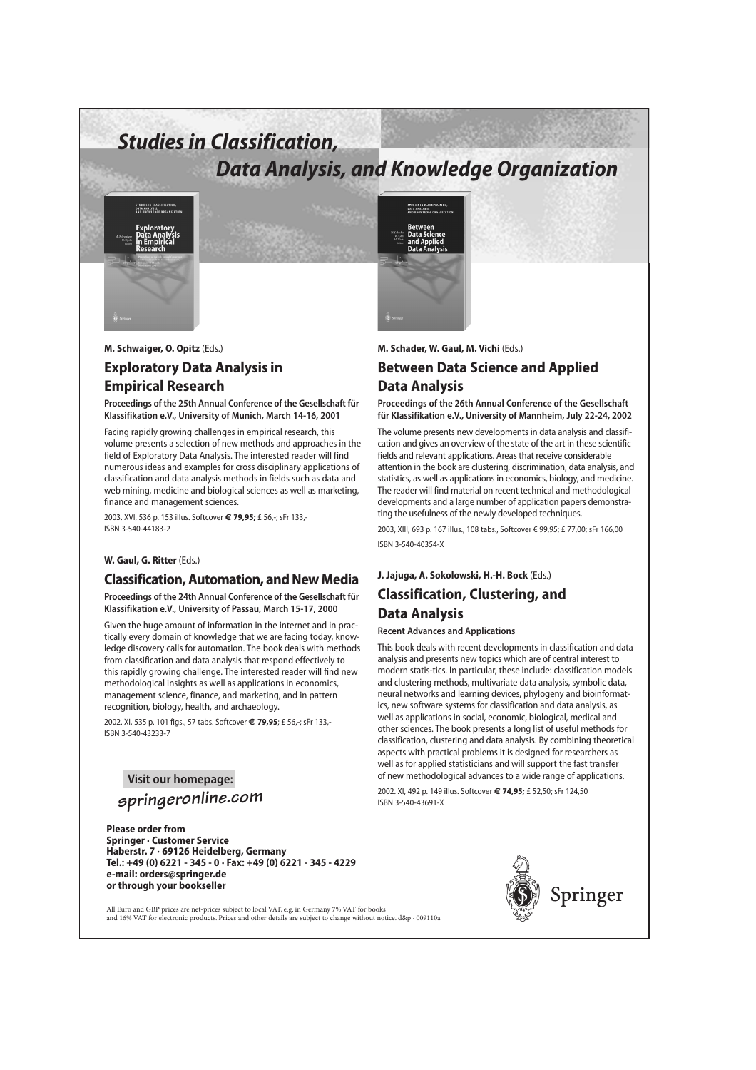# Studies in Classification, Data Analysis, and Knowledge Organization

**M. Schwaiger, O. Opitz** (Eds.)

## Exploratory Data Analysis in Empirical Research

**Proceedings of the 25th Annual Conference of the Gesellschaft für Klassifikation e.V., University of Munich, March 14-16, 2001**

Facing rapidly growing challenges in empirical research, this volume presents a selection of new methods and approaches in the field of Exploratory Data Analysis. The interested reader will find numerous ideas and examples for cross disciplinary applications of classification and data analysis methods in fields such as data and web mining, medicine and biological sciences as well as marketing, finance and management sciences.

2003. XVI, 536 p. 153 illus. Softcover **€ 79,95;** £ 56,-; sFr 133,-
ISBN 3-540-44183-2

**W. Gaul, G. Ritter** (Eds.)

## Classification, Automation, and New Media

**Proceedings of the 24th Annual Conference of the Gesellschaft für Klassifikation e.V., University of Passau, March 15-17, 2000**

Given the huge amount of information in the internet and in practically every domain of knowledge that we are facing today, knowledge discovery calls for automation. The book deals with methods from classification and data analysis that respond effectively to this rapidly growing challenge. The interested reader will find new methodological insights as well as applications in economics, management science, finance, and marketing, and in pattern recognition, biology, health, and archaeology.

2002. XI, 535 p. 101 figs., 57 tabs. Softcover **€ 79,95**; £ 56,-; sFr 133,-
ISBN 3-540-43233-7

**M. Schader, W. Gaul, M. Vichi** (Eds.)

## Between Data Science and Applied Data Analysis

**Proceedings of the 26th Annual Conference of the Gesellschaft für Klassifikation e.V., University of Mannheim, July 22-24, 2002**

The volume presents new developments in data analysis and classification and gives an overview of the state of the art in these scientific fields and relevant applications. Areas that receive considerable attention in the book are clustering, discrimination, data analysis, and statistics, as well as applications in economics, biology, and medicine. The reader will find material on recent technical and methodological developments and a large number of application papers demonstrating the usefulness of the newly developed techniques.

2003, XIII, 693 p. 167 illus., 108 tabs., Softcover € 99,95; £ 77,00; sFr 166,00
ISBN 3-540-40354-X

**J. Jajuga, A. Sokolowski, H.-H. Bock** (Eds.)

## Classification, Clustering, and Data Analysis

**Recent Advances and Applications**

This book deals with recent developments in classification and data analysis and presents new topics which are of central interest to modern statis-tics. In particular, these include: classification models and clustering methods, multivariate data analysis, symbolic data, neural networks and learning devices, phylogeny and bioinformatics, new software systems for classification and data analysis, as well as applications in social, economic, biological, medical and other sciences. The book presents a long list of useful methods for classification, clustering and data analysis. By combining theoretical aspects with practical problems it is designed for researchers as well as for applied statisticians and will support the fast transfer of new methodological advances to a wide range of applications.

2002. XI, 492 p. 149 illus. Softcover **€ 74,95;** £ 52,50; sFr 124,50
ISBN 3-540-43691-X

**Visit our homepage:**
*springeronline.com*

**Please order from**
**Springer · Customer Service**
**Haberstr. 7 · 69126 Heidelberg, Germany**
**Tel.: +49 (0) 6221 - 345 - 0 · Fax: +49 (0) 6221 - 345 - 4229**
**e-mail: orders@springer.de**
**or through your bookseller**

Springer

All Euro and GBP prices are net-prices subject to local VAT, e.g. in Germany 7% VAT for books and 16% VAT for electronic products. Prices and other details are subject to change without notice. d&p · 009110a